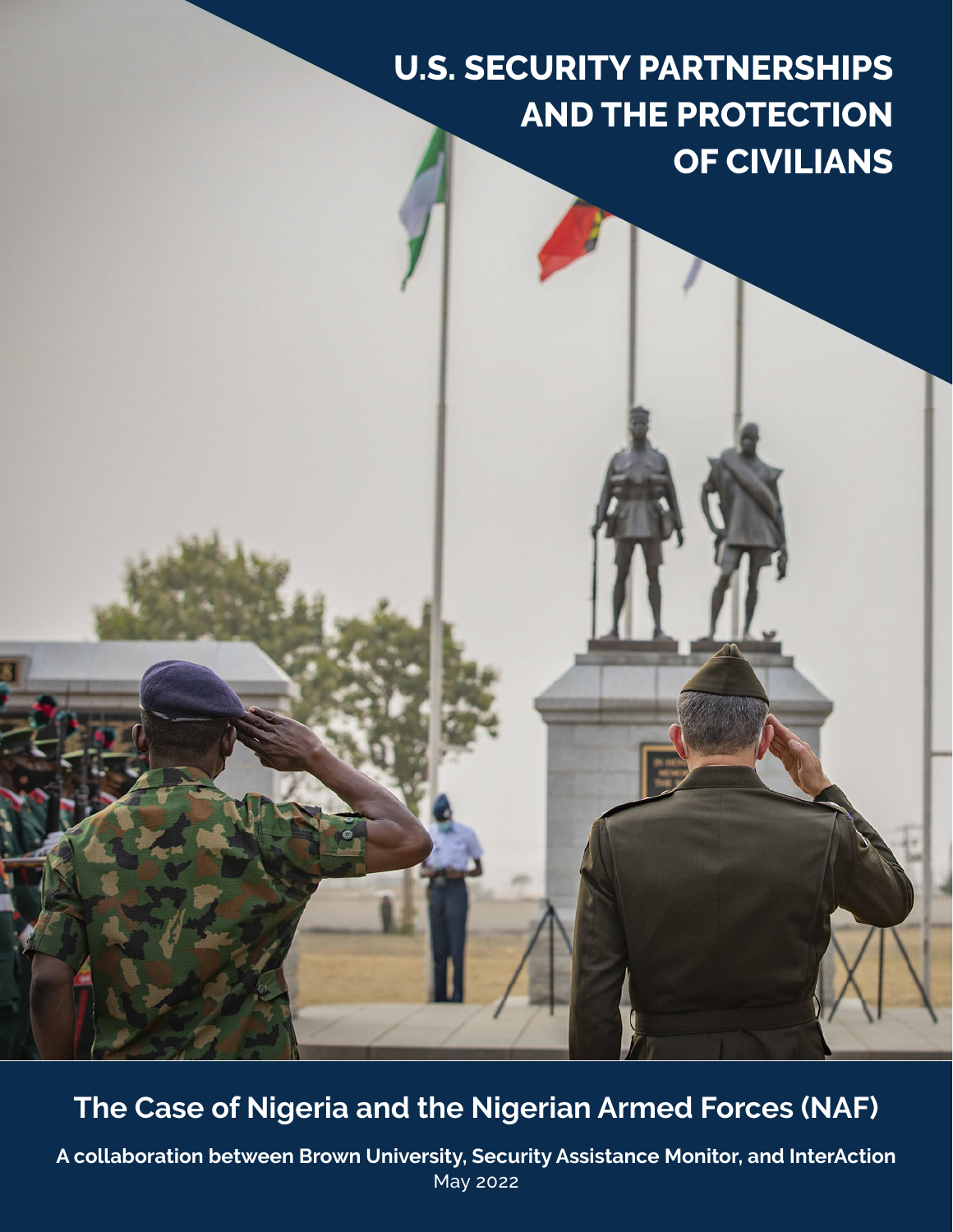# U.S. SECURITY PARTNERSHIPS AND THE PROTECTION OF CIVILIANS

## The Case of Nigeria and the Nigerian Armed Forces (NAF)

**A collaboration between Brown University, Security Assistance Monitor, and InterAction**

May 2022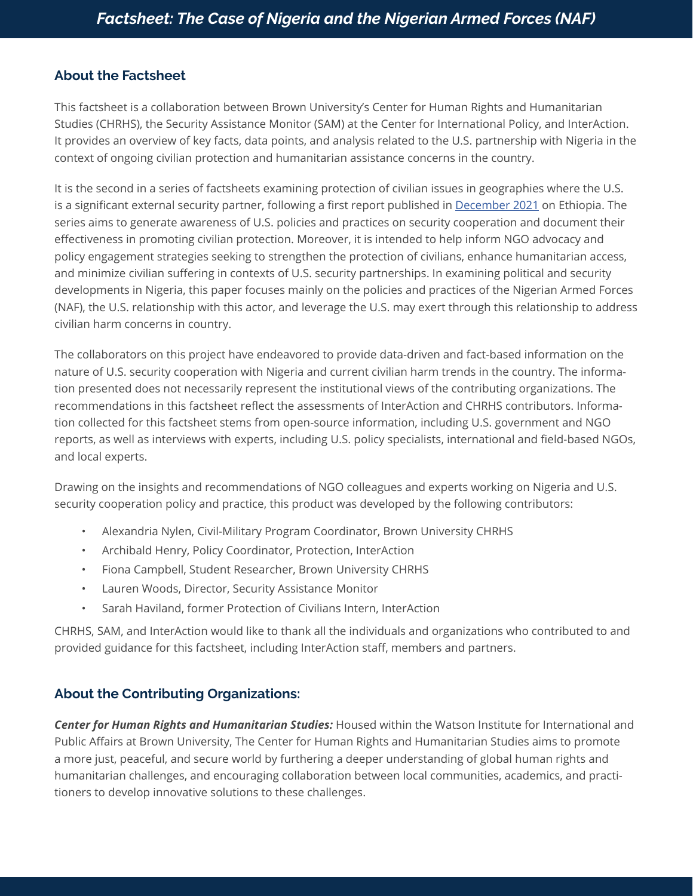## About the Factsheet

This factsheet is a collaboration between Brown University's Center for Human Rights and Humanitarian Studies (CHRHS), the Security Assistance Monitor (SAM) at the Center for International Policy, and InterAction. It provides an overview of key facts, data points, and analysis related to the U.S. partnership with Nigeria in the context of ongoing civilian protection and humanitarian assistance concerns in the country.

It is the second in a series of factsheets examining protection of civilian issues in geographies where the U.S. is a significant external security partner, following a first report published in December 2021 on Ethiopia. The series aims to generate awareness of U.S. policies and practices on security cooperation and document their effectiveness in promoting civilian protection. Moreover, it is intended to help inform NGO advocacy and policy engagement strategies seeking to strengthen the protection of civilians, enhance humanitarian access, and minimize civilian suffering in contexts of U.S. security partnerships. In examining political and security developments in Nigeria, this paper focuses mainly on the policies and practices of the Nigerian Armed Forces (NAF), the U.S. relationship with this actor, and leverage the U.S. may exert through this relationship to address civilian harm concerns in country.

The collaborators on this project have endeavored to provide data-driven and fact-based information on the nature of U.S. security cooperation with Nigeria and current civilian harm trends in the country. The information presented does not necessarily represent the institutional views of the contributing organizations. The recommendations in this factsheet reflect the assessments of InterAction and CHRHS contributors. Information collected for this factsheet stems from open-source information, including U.S. government and NGO reports, as well as interviews with experts, including U.S. policy specialists, international and field-based NGOs, and local experts.

Drawing on the insights and recommendations of NGO colleagues and experts working on Nigeria and U.S. security cooperation policy and practice, this product was developed by the following contributors:

- Alexandria Nylen, Civil-Military Program Coordinator, Brown University CHRHS
- Archibald Henry, Policy Coordinator, Protection, InterAction
- Fiona Campbell, Student Researcher, Brown University CHRHS
- Lauren Woods, Director, Security Assistance Monitor
- Sarah Haviland, former Protection of Civilians Intern, InterAction

CHRHS, SAM, and InterAction would like to thank all the individuals and organizations who contributed to and provided guidance for this factsheet, including InterAction staff, members and partners.

## About the Contributing Organizations:

***Center for Human Rights and Humanitarian Studies:*** Housed within the Watson Institute for International and Public Affairs at Brown University, The Center for Human Rights and Humanitarian Studies aims to promote a more just, peaceful, and secure world by furthering a deeper understanding of global human rights and humanitarian challenges, and encouraging collaboration between local communities, academics, and practitioners to develop innovative solutions to these challenges.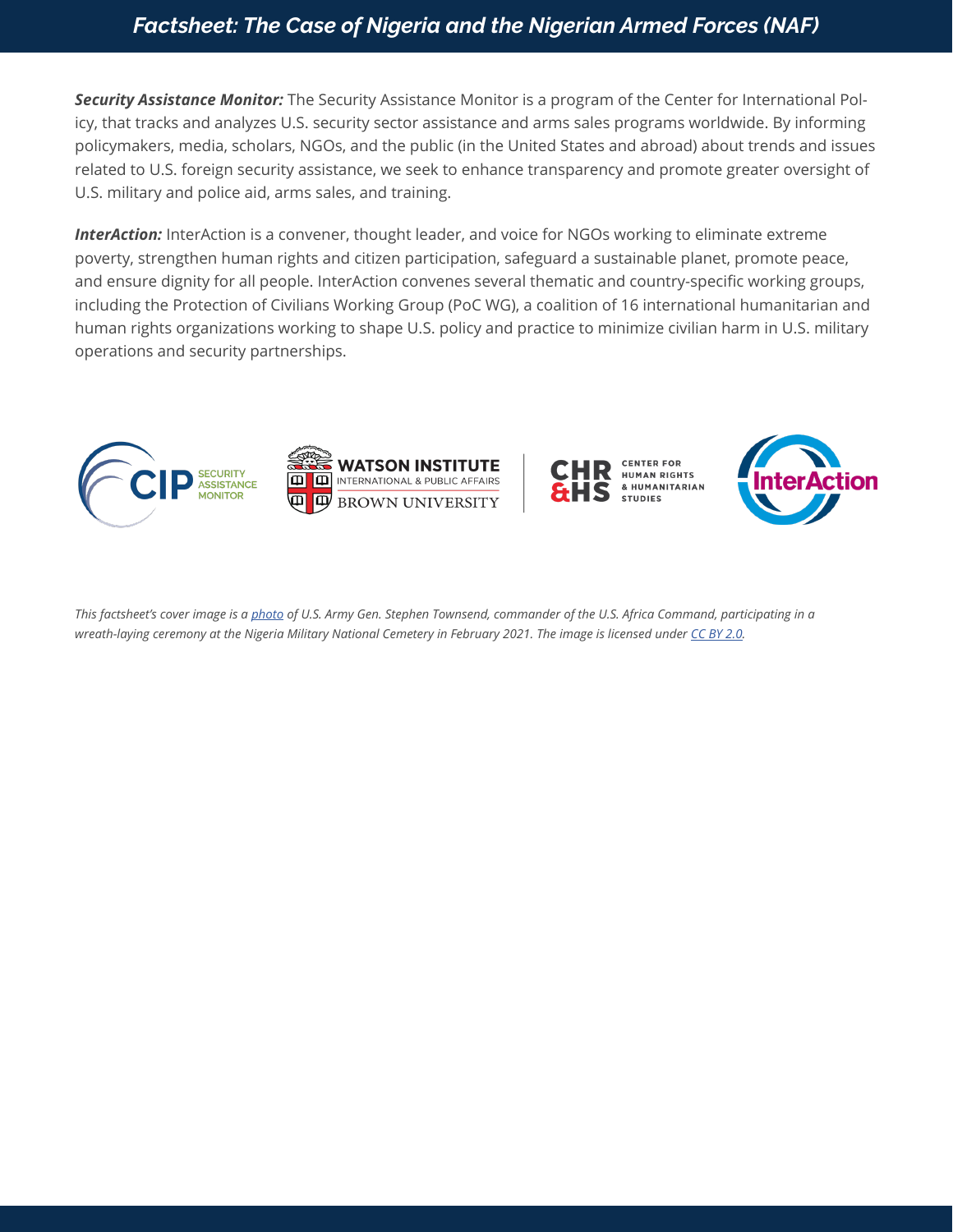# *Factsheet: The Case of Nigeria and the Nigerian Armed Forces (NAF)*

***Security Assistance Monitor:*** The Security Assistance Monitor is a program of the Center for International Policy, that tracks and analyzes U.S. security sector assistance and arms sales programs worldwide. By informing policymakers, media, scholars, NGOs, and the public (in the United States and abroad) about trends and issues related to U.S. foreign security assistance, we seek to enhance transparency and promote greater oversight of U.S. military and police aid, arms sales, and training.

***InterAction:*** InterAction is a convener, thought leader, and voice for NGOs working to eliminate extreme poverty, strengthen human rights and citizen participation, safeguard a sustainable planet, promote peace, and ensure dignity for all people. InterAction convenes several thematic and country-specific working groups, including the Protection of Civilians Working Group (PoC WG), a coalition of 16 international humanitarian and human rights organizations working to shape U.S. policy and practice to minimize civilian harm in U.S. military operations and security partnerships.

CIP SECURITY ASSISTANCE MONITOR | WATSON INSTITUTE INTERNATIONAL & PUBLIC AFFAIRS BROWN UNIVERSITY | CHR&HS CENTER FOR HUMAN RIGHTS & HUMANITARIAN STUDIES | InterAction

*This factsheet's cover image is a photo of U.S. Army Gen. Stephen Townsend, commander of the U.S. Africa Command, participating in a wreath-laying ceremony at the Nigeria Military National Cemetery in February 2021. The image is licensed under CC BY 2.0.*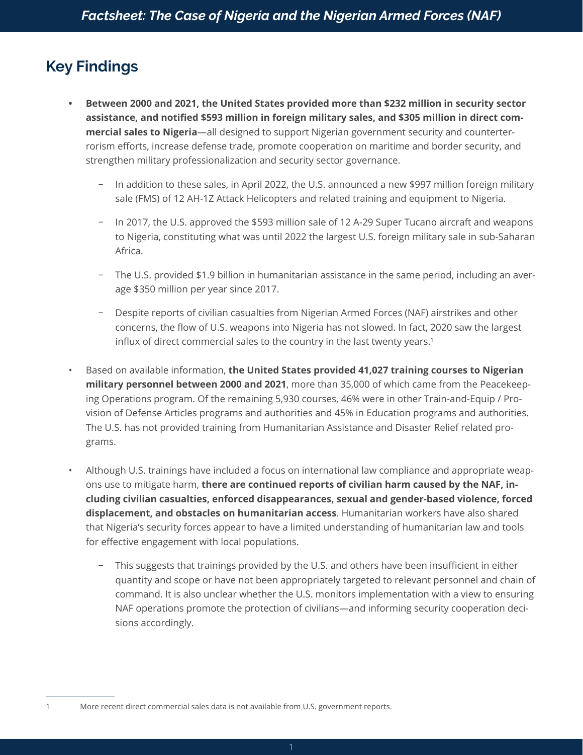## Key Findings

- **Between 2000 and 2021, the United States provided more than $232 million in security sector assistance, and notified $593 million in foreign military sales, and $305 million in direct commercial sales to Nigeria**—all designed to support Nigerian government security and counterterrorism efforts, increase defense trade, promote cooperation on maritime and border security, and strengthen military professionalization and security sector governance.
  - In addition to these sales, in April 2022, the U.S. announced a new $997 million foreign military sale (FMS) of 12 AH-1Z Attack Helicopters and related training and equipment to Nigeria.
  - In 2017, the U.S. approved the $593 million sale of 12 A-29 Super Tucano aircraft and weapons to Nigeria, constituting what was until 2022 the largest U.S. foreign military sale in sub-Saharan Africa.
  - The U.S. provided $1.9 billion in humanitarian assistance in the same period, including an average $350 million per year since 2017.
  - Despite reports of civilian casualties from Nigerian Armed Forces (NAF) airstrikes and other concerns, the flow of U.S. weapons into Nigeria has not slowed. In fact, 2020 saw the largest influx of direct commercial sales to the country in the last twenty years.[1]
- Based on available information, **the United States provided 41,027 training courses to Nigerian military personnel between 2000 and 2021**, more than 35,000 of which came from the Peacekeeping Operations program. Of the remaining 5,930 courses, 46% were in other Train-and-Equip / Provision of Defense Articles programs and authorities and 45% in Education programs and authorities. The U.S. has not provided training from Humanitarian Assistance and Disaster Relief related programs.
- Although U.S. trainings have included a focus on international law compliance and appropriate weapons use to mitigate harm, **there are continued reports of civilian harm caused by the NAF, including civilian casualties, enforced disappearances, sexual and gender-based violence, forced displacement, and obstacles on humanitarian access**. Humanitarian workers have also shared that Nigeria's security forces appear to have a limited understanding of humanitarian law and tools for effective engagement with local populations.
  - This suggests that trainings provided by the U.S. and others have been insufficient in either quantity and scope or have not been appropriately targeted to relevant personnel and chain of command. It is also unclear whether the U.S. monitors implementation with a view to ensuring NAF operations promote the protection of civilians—and informing security cooperation decisions accordingly.

[1] More recent direct commercial sales data is not available from U.S. government reports.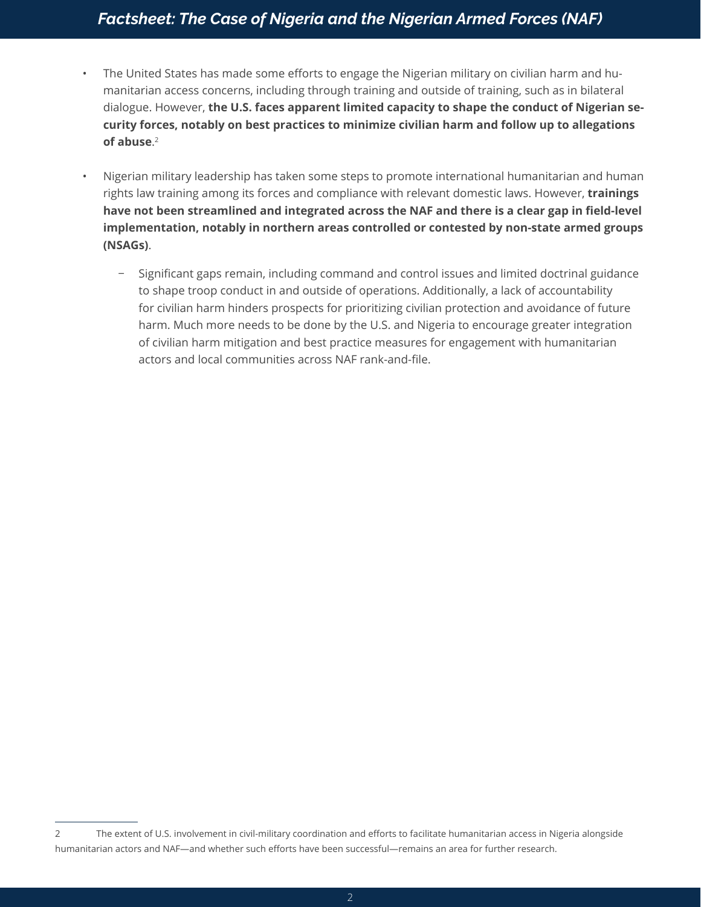- The United States has made some efforts to engage the Nigerian military on civilian harm and humanitarian access concerns, including through training and outside of training, such as in bilateral dialogue. However, **the U.S. faces apparent limited capacity to shape the conduct of Nigerian security forces, notably on best practices to minimize civilian harm and follow up to allegations of abuse**.[2]

- Nigerian military leadership has taken some steps to promote international humanitarian and human rights law training among its forces and compliance with relevant domestic laws. However, **trainings have not been streamlined and integrated across the NAF and there is a clear gap in field-level implementation, notably in northern areas controlled or contested by non-state armed groups (NSAGs)**.

  - Significant gaps remain, including command and control issues and limited doctrinal guidance to shape troop conduct in and outside of operations. Additionally, a lack of accountability for civilian harm hinders prospects for prioritizing civilian protection and avoidance of future harm. Much more needs to be done by the U.S. and Nigeria to encourage greater integration of civilian harm mitigation and best practice measures for engagement with humanitarian actors and local communities across NAF rank-and-file.

---

2 The extent of U.S. involvement in civil-military coordination and efforts to facilitate humanitarian access in Nigeria alongside humanitarian actors and NAF—and whether such efforts have been successful—remains an area for further research.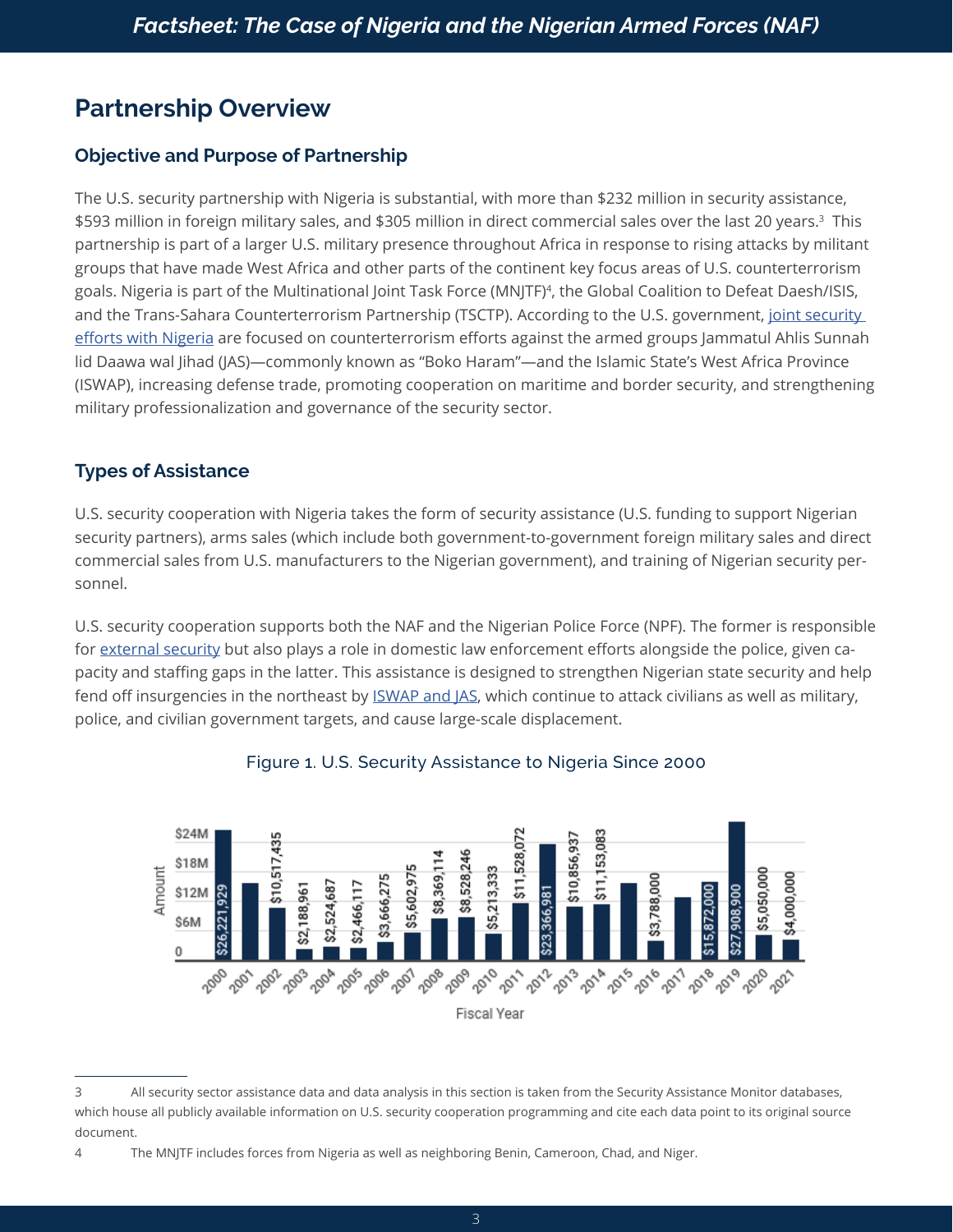## Partnership Overview

### Objective and Purpose of Partnership

The U.S. security partnership with Nigeria is substantial, with more than $232 million in security assistance, $593 million in foreign military sales, and $305 million in direct commercial sales over the last 20 years.[3] This partnership is part of a larger U.S. military presence throughout Africa in response to rising attacks by militant groups that have made West Africa and other parts of the continent key focus areas of U.S. counterterrorism goals. Nigeria is part of the Multinational Joint Task Force (MNJTF)[4], the Global Coalition to Defeat Daesh/ISIS, and the Trans-Sahara Counterterrorism Partnership (TSCTP). According to the U.S. government, joint security efforts with Nigeria are focused on counterterrorism efforts against the armed groups Jammatul Ahlis Sunnah lid Daawa wal Jihad (JAS)—commonly known as "Boko Haram"—and the Islamic State's West Africa Province (ISWAP), increasing defense trade, promoting cooperation on maritime and border security, and strengthening military professionalization and governance of the security sector.

### Types of Assistance

U.S. security cooperation with Nigeria takes the form of security assistance (U.S. funding to support Nigerian security partners), arms sales (which include both government-to-government foreign military sales and direct commercial sales from U.S. manufacturers to the Nigerian government), and training of Nigerian security personnel.

U.S. security cooperation supports both the NAF and the Nigerian Police Force (NPF). The former is responsible for external security but also plays a role in domestic law enforcement efforts alongside the police, given capacity and staffing gaps in the latter. This assistance is designed to strengthen Nigerian state security and help fend off insurgencies in the northeast by ISWAP and JAS, which continue to attack civilians as well as military, police, and civilian government targets, and cause large-scale displacement.

Figure 1. U.S. Security Assistance to Nigeria Since 2000

| Fiscal Year | Amount |
|---|---|
| 2000 | $26,221,929 |
| 2001 | |
| 2002 | $10,517,435 |
| 2003 | $2,188,961 |
| 2004 | $2,524,687 |
| 2005 | $2,466,117 |
| 2006 | $3,666,275 |
| 2007 | $5,602,975 |
| 2008 | $8,369,114 |
| 2009 | $8,528,246 |
| 2010 | $5,213,333 |
| 2011 | $11,528,072 |
| 2012 | $23,366,981 |
| 2013 | $10,856,937 |
| 2014 | $11,153,083 |
| 2015 | |
| 2016 | $3,788,000 |
| 2017 | |
| 2018 | $15,872,000 |
| 2019 | $27,908,900 |
| 2020 | $5,050,000 |
| 2021 | $4,000,000 |

---

3 All security sector assistance data and data analysis in this section is taken from the Security Assistance Monitor databases, which house all publicly available information on U.S. security cooperation programming and cite each data point to its original source document.

4 The MNJTF includes forces from Nigeria as well as neighboring Benin, Cameroon, Chad, and Niger.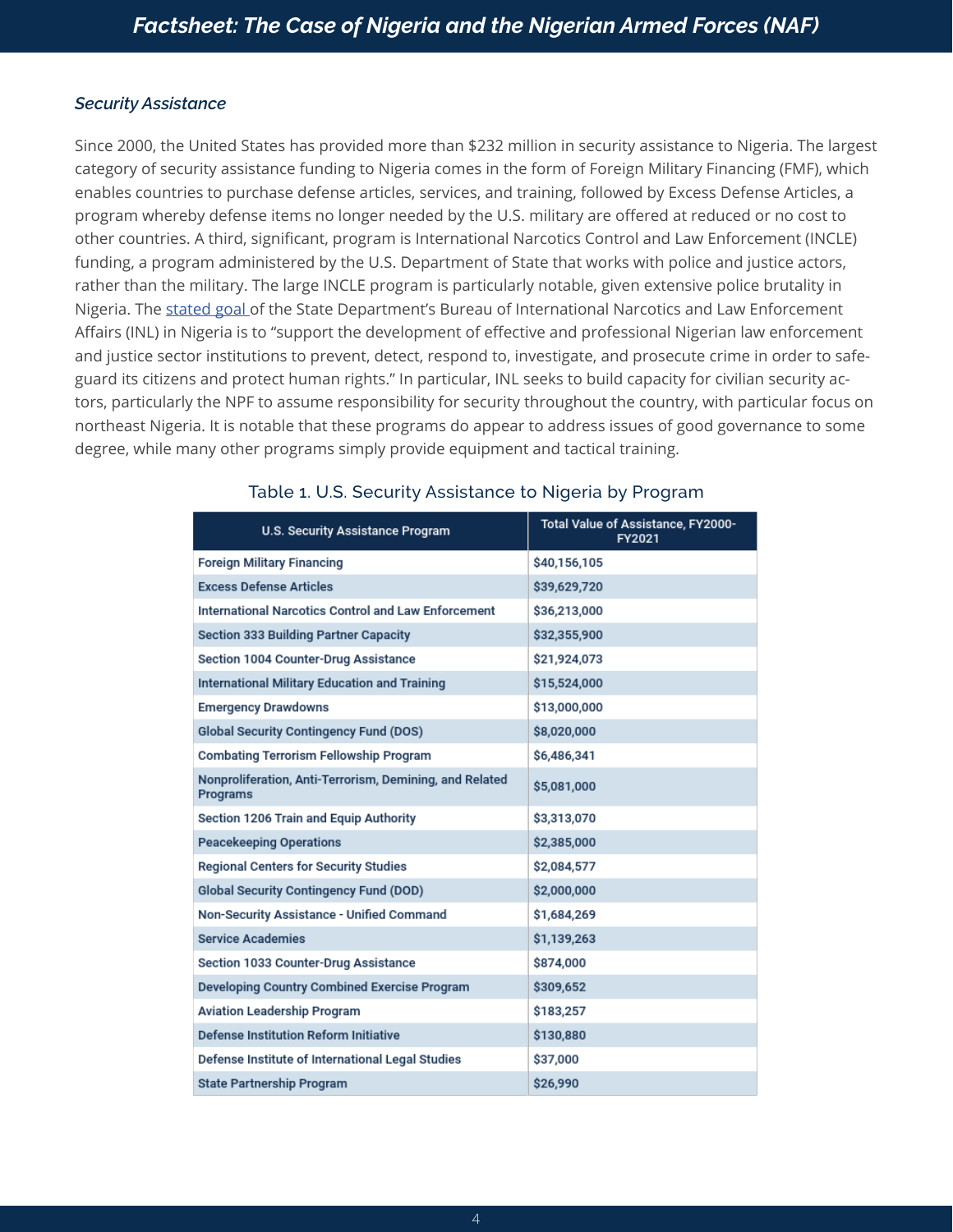### *Security Assistance*

Since 2000, the United States has provided more than $232 million in security assistance to Nigeria. The largest category of security assistance funding to Nigeria comes in the form of Foreign Military Financing (FMF), which enables countries to purchase defense articles, services, and training, followed by Excess Defense Articles, a program whereby defense items no longer needed by the U.S. military are offered at reduced or no cost to other countries. A third, significant, program is International Narcotics Control and Law Enforcement (INCLE) funding, a program administered by the U.S. Department of State that works with police and justice actors, rather than the military. The large INCLE program is particularly notable, given extensive police brutality in Nigeria. The stated goal of the State Department's Bureau of International Narcotics and Law Enforcement Affairs (INL) in Nigeria is to "support the development of effective and professional Nigerian law enforcement and justice sector institutions to prevent, detect, respond to, investigate, and prosecute crime in order to safeguard its citizens and protect human rights." In particular, INL seeks to build capacity for civilian security actors, particularly the NPF to assume responsibility for security throughout the country, with particular focus on northeast Nigeria. It is notable that these programs do appear to address issues of good governance to some degree, while many other programs simply provide equipment and tactical training.

Table 1. U.S. Security Assistance to Nigeria by Program

| U.S. Security Assistance Program | Total Value of Assistance, FY2000-FY2021 |
|---|---|
| Foreign Military Financing | $40,156,105 |
| Excess Defense Articles | $39,629,720 |
| International Narcotics Control and Law Enforcement | $36,213,000 |
| Section 333 Building Partner Capacity | $32,355,900 |
| Section 1004 Counter-Drug Assistance | $21,924,073 |
| International Military Education and Training | $15,524,000 |
| Emergency Drawdowns | $13,000,000 |
| Global Security Contingency Fund (DOS) | $8,020,000 |
| Combating Terrorism Fellowship Program | $6,486,341 |
| Nonproliferation, Anti-Terrorism, Demining, and Related Programs | $5,081,000 |
| Section 1206 Train and Equip Authority | $3,313,070 |
| Peacekeeping Operations | $2,385,000 |
| Regional Centers for Security Studies | $2,084,577 |
| Global Security Contingency Fund (DOD) | $2,000,000 |
| Non-Security Assistance - Unified Command | $1,684,269 |
| Service Academies | $1,139,263 |
| Section 1033 Counter-Drug Assistance | $874,000 |
| Developing Country Combined Exercise Program | $309,652 |
| Aviation Leadership Program | $183,257 |
| Defense Institution Reform Initiative | $130,880 |
| Defense Institute of International Legal Studies | $37,000 |
| State Partnership Program | $26,990 |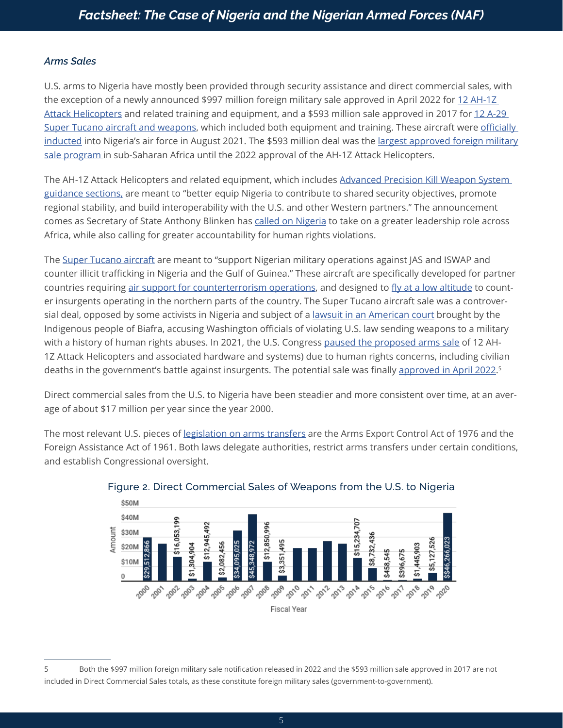### *Arms Sales*

U.S. arms to Nigeria have mostly been provided through security assistance and direct commercial sales, with the exception of a newly announced $997 million foreign military sale approved in April 2022 for 12 AH-1Z Attack Helicopters and related training and equipment, and a $593 million sale approved in 2017 for 12 A-29 Super Tucano aircraft and weapons, which included both equipment and training. These aircraft were officially inducted into Nigeria's air force in August 2021. The $593 million deal was the largest approved foreign military sale program in sub-Saharan Africa until the 2022 approval of the AH-1Z Attack Helicopters.

The AH-1Z Attack Helicopters and related equipment, which includes Advanced Precision Kill Weapon System guidance sections, are meant to "better equip Nigeria to contribute to shared security objectives, promote regional stability, and build interoperability with the U.S. and other Western partners." The announcement comes as Secretary of State Anthony Blinken has called on Nigeria to take on a greater leadership role across Africa, while also calling for greater accountability for human rights violations.

The Super Tucano aircraft are meant to "support Nigerian military operations against JAS and ISWAP and counter illicit trafficking in Nigeria and the Gulf of Guinea." These aircraft are specifically developed for partner countries requiring air support for counterterrorism operations, and designed to fly at a low altitude to counter insurgents operating in the northern parts of the country. The Super Tucano aircraft sale was a controversial deal, opposed by some activists in Nigeria and subject of a lawsuit in an American court brought by the Indigenous people of Biafra, accusing Washington officials of violating U.S. law sending weapons to a military with a history of human rights abuses. In 2021, the U.S. Congress paused the proposed arms sale of 12 AH-1Z Attack Helicopters and associated hardware and systems) due to human rights concerns, including civilian deaths in the government's battle against insurgents. The potential sale was finally approved in April 2022.[5]

Direct commercial sales from the U.S. to Nigeria have been steadier and more consistent over time, at an average of about $17 million per year since the year 2000.

The most relevant U.S. pieces of legislation on arms transfers are the Arms Export Control Act of 1976 and the Foreign Assistance Act of 1961. Both laws delegate authorities, restrict arms transfers under certain conditions, and establish Congressional oversight.

Figure 2. Direct Commercial Sales of Weapons from the U.S. to Nigeria

| Fiscal Year | Amount |
|---|---|
| 2000 | $29,512,866 |
| 2001 | |
| 2002 | $16,053,199 |
| 2003 | $1,304,904 |
| 2004 | $12,945,492 |
| 2005 | $2,082,456 |
| 2006 | $34,095,025 |
| 2007 | $45,348,972 |
| 2008 | $12,850,996 |
| 2009 | $3,351,495 |
| 2010 | |
| 2011 | |
| 2012 | |
| 2013 | |
| 2014 | $15,234,707 |
| 2015 | $8,732,436 |
| 2016 | $458,545 |
| 2017 | $396,675 |
| 2018 | $1,445,903 |
| 2019 | $5,127,526 |
| 2020 | $$46,266,023 |

5 Both the $997 million foreign military sale notification released in 2022 and the $593 million sale approved in 2017 are not included in Direct Commercial Sales totals, as these constitute foreign military sales (government-to-government).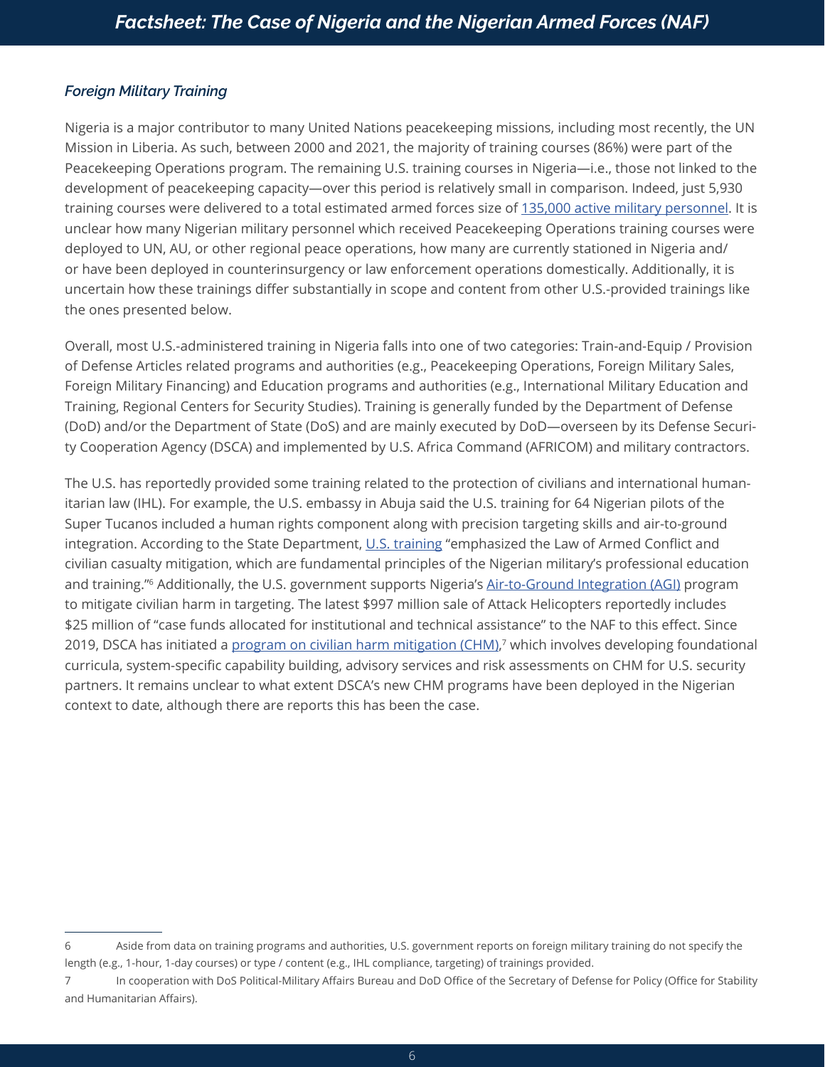### *Foreign Military Training*

Nigeria is a major contributor to many United Nations peacekeeping missions, including most recently, the UN Mission in Liberia. As such, between 2000 and 2021, the majority of training courses (86%) were part of the Peacekeeping Operations program. The remaining U.S. training courses in Nigeria—i.e., those not linked to the development of peacekeeping capacity—over this period is relatively small in comparison. Indeed, just 5,930 training courses were delivered to a total estimated armed forces size of 135,000 active military personnel. It is unclear how many Nigerian military personnel which received Peacekeeping Operations training courses were deployed to UN, AU, or other regional peace operations, how many are currently stationed in Nigeria and/or have been deployed in counterinsurgency or law enforcement operations domestically. Additionally, it is uncertain how these trainings differ substantially in scope and content from other U.S.-provided trainings like the ones presented below.

Overall, most U.S.-administered training in Nigeria falls into one of two categories: Train-and-Equip / Provision of Defense Articles related programs and authorities (e.g., Peacekeeping Operations, Foreign Military Sales, Foreign Military Financing) and Education programs and authorities (e.g., International Military Education and Training, Regional Centers for Security Studies). Training is generally funded by the Department of Defense (DoD) and/or the Department of State (DoS) and are mainly executed by DoD—overseen by its Defense Security Cooperation Agency (DSCA) and implemented by U.S. Africa Command (AFRICOM) and military contractors.

The U.S. has reportedly provided some training related to the protection of civilians and international humanitarian law (IHL). For example, the U.S. embassy in Abuja said the U.S. training for 64 Nigerian pilots of the Super Tucanos included a human rights component along with precision targeting skills and air-to-ground integration. According to the State Department, U.S. training "emphasized the Law of Armed Conflict and civilian casualty mitigation, which are fundamental principles of the Nigerian military's professional education and training."[6] Additionally, the U.S. government supports Nigeria's Air-to-Ground Integration (AGI) program to mitigate civilian harm in targeting. The latest $997 million sale of Attack Helicopters reportedly includes $25 million of "case funds allocated for institutional and technical assistance" to the NAF to this effect. Since 2019, DSCA has initiated a program on civilian harm mitigation (CHM),[7] which involves developing foundational curricula, system-specific capability building, advisory services and risk assessments on CHM for U.S. security partners. It remains unclear to what extent DSCA's new CHM programs have been deployed in the Nigerian context to date, although there are reports this has been the case.

---

6 Aside from data on training programs and authorities, U.S. government reports on foreign military training do not specify the length (e.g., 1-hour, 1-day courses) or type / content (e.g., IHL compliance, targeting) of trainings provided.

7 In cooperation with DoS Political-Military Affairs Bureau and DoD Office of the Secretary of Defense for Policy (Office for Stability and Humanitarian Affairs).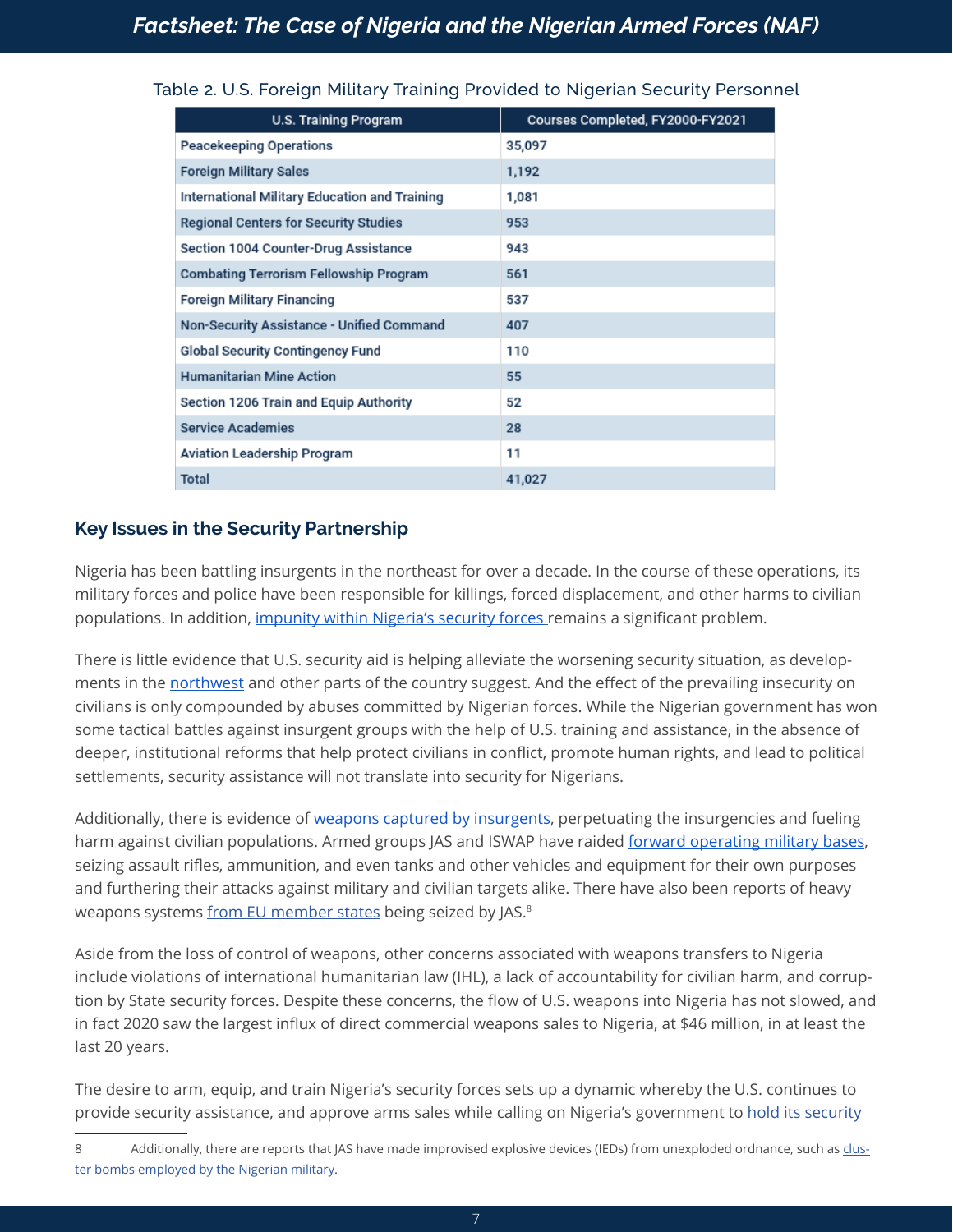Table 2. U.S. Foreign Military Training Provided to Nigerian Security Personnel

| U.S. Training Program | Courses Completed, FY2000-FY2021 |
| --- | --- |
| Peacekeeping Operations | 35,097 |
| Foreign Military Sales | 1,192 |
| International Military Education and Training | 1,081 |
| Regional Centers for Security Studies | 953 |
| Section 1004 Counter-Drug Assistance | 943 |
| Combating Terrorism Fellowship Program | 561 |
| Foreign Military Financing | 537 |
| Non-Security Assistance - Unified Command | 407 |
| Global Security Contingency Fund | 110 |
| Humanitarian Mine Action | 55 |
| Section 1206 Train and Equip Authority | 52 |
| Service Academies | 28 |
| Aviation Leadership Program | 11 |
| Total | 41,027 |

## Key Issues in the Security Partnership

Nigeria has been battling insurgents in the northeast for over a decade. In the course of these operations, its military forces and police have been responsible for killings, forced displacement, and other harms to civilian populations. In addition, impunity within Nigeria's security forces remains a significant problem.

There is little evidence that U.S. security aid is helping alleviate the worsening security situation, as developments in the northwest and other parts of the country suggest. And the effect of the prevailing insecurity on civilians is only compounded by abuses committed by Nigerian forces. While the Nigerian government has won some tactical battles against insurgent groups with the help of U.S. training and assistance, in the absence of deeper, institutional reforms that help protect civilians in conflict, promote human rights, and lead to political settlements, security assistance will not translate into security for Nigerians.

Additionally, there is evidence of weapons captured by insurgents, perpetuating the insurgencies and fueling harm against civilian populations. Armed groups JAS and ISWAP have raided forward operating military bases, seizing assault rifles, ammunition, and even tanks and other vehicles and equipment for their own purposes and furthering their attacks against military and civilian targets alike. There have also been reports of heavy weapons systems from EU member states being seized by JAS.[8]

Aside from the loss of control of weapons, other concerns associated with weapons transfers to Nigeria include violations of international humanitarian law (IHL), a lack of accountability for civilian harm, and corruption by State security forces. Despite these concerns, the flow of U.S. weapons into Nigeria has not slowed, and in fact 2020 saw the largest influx of direct commercial weapons sales to Nigeria, at $46 million, in at least the last 20 years.

The desire to arm, equip, and train Nigeria's security forces sets up a dynamic whereby the U.S. continues to provide security assistance, and approve arms sales while calling on Nigeria's government to hold its security

---

8 Additionally, there are reports that JAS have made improvised explosive devices (IEDs) from unexploded ordnance, such as cluster bombs employed by the Nigerian military.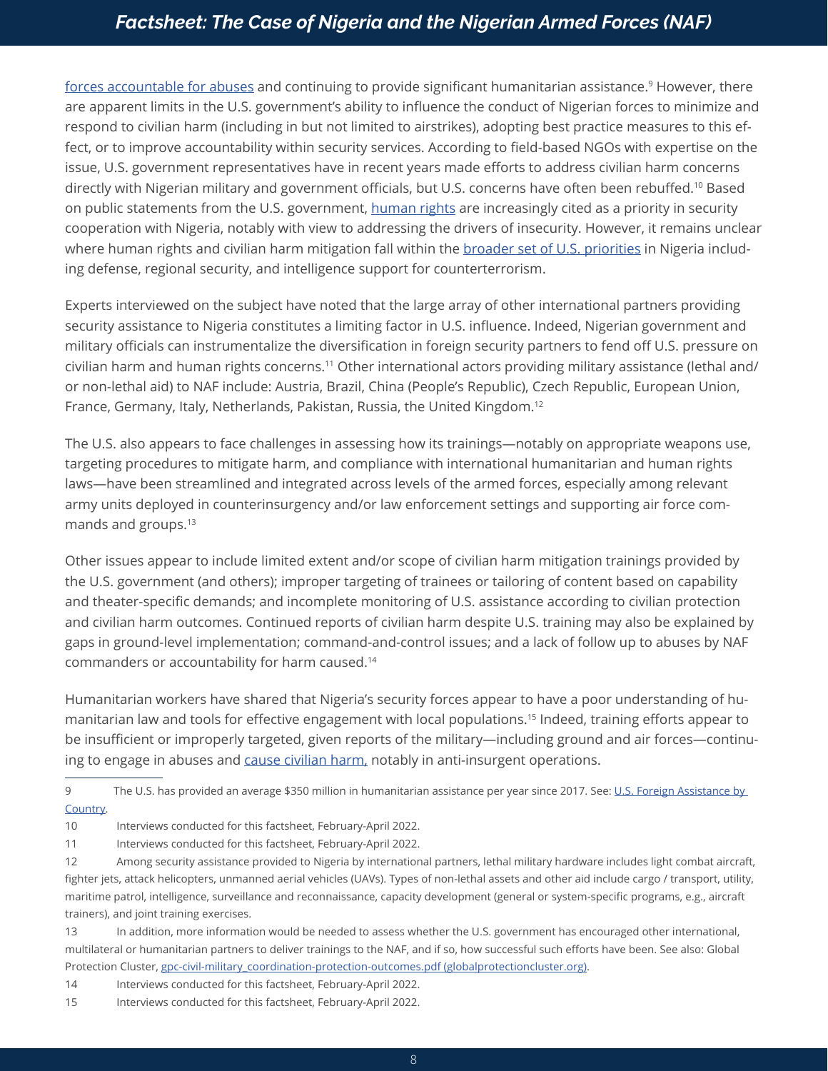forces accountable for abuses and continuing to provide significant humanitarian assistance.[9] However, there are apparent limits in the U.S. government's ability to influence the conduct of Nigerian forces to minimize and respond to civilian harm (including in but not limited to airstrikes), adopting best practice measures to this effect, or to improve accountability within security services. According to field-based NGOs with expertise on the issue, U.S. government representatives have in recent years made efforts to address civilian harm concerns directly with Nigerian military and government officials, but U.S. concerns have often been rebuffed.[10] Based on public statements from the U.S. government, human rights are increasingly cited as a priority in security cooperation with Nigeria, notably with view to addressing the drivers of insecurity. However, it remains unclear where human rights and civilian harm mitigation fall within the broader set of U.S. priorities in Nigeria including defense, regional security, and intelligence support for counterterrorism.

Experts interviewed on the subject have noted that the large array of other international partners providing security assistance to Nigeria constitutes a limiting factor in U.S. influence. Indeed, Nigerian government and military officials can instrumentalize the diversification in foreign security partners to fend off U.S. pressure on civilian harm and human rights concerns.[11] Other international actors providing military assistance (lethal and/or non-lethal aid) to NAF include: Austria, Brazil, China (People's Republic), Czech Republic, European Union, France, Germany, Italy, Netherlands, Pakistan, Russia, the United Kingdom.[12]

The U.S. also appears to face challenges in assessing how its trainings—notably on appropriate weapons use, targeting procedures to mitigate harm, and compliance with international humanitarian and human rights laws—have been streamlined and integrated across levels of the armed forces, especially among relevant army units deployed in counterinsurgency and/or law enforcement settings and supporting air force commands and groups.[13]

Other issues appear to include limited extent and/or scope of civilian harm mitigation trainings provided by the U.S. government (and others); improper targeting of trainees or tailoring of content based on capability and theater-specific demands; and incomplete monitoring of U.S. assistance according to civilian protection and civilian harm outcomes. Continued reports of civilian harm despite U.S. training may also be explained by gaps in ground-level implementation; command-and-control issues; and a lack of follow up to abuses by NAF commanders or accountability for harm caused.[14]

Humanitarian workers have shared that Nigeria's security forces appear to have a poor understanding of humanitarian law and tools for effective engagement with local populations.[15] Indeed, training efforts appear to be insufficient or improperly targeted, given reports of the military—including ground and air forces—continuing to engage in abuses and cause civilian harm, notably in anti-insurgent operations.

---

9 The U.S. has provided an average $350 million in humanitarian assistance per year since 2017. See: U.S. Foreign Assistance by Country.

10 Interviews conducted for this factsheet, February-April 2022.

11 Interviews conducted for this factsheet, February-April 2022.

12 Among security assistance provided to Nigeria by international partners, lethal military hardware includes light combat aircraft, fighter jets, attack helicopters, unmanned aerial vehicles (UAVs). Types of non-lethal assets and other aid include cargo / transport, utility, maritime patrol, intelligence, surveillance and reconnaissance, capacity development (general or system-specific programs, e.g., aircraft trainers), and joint training exercises.

13 In addition, more information would be needed to assess whether the U.S. government has encouraged other international, multilateral or humanitarian partners to deliver trainings to the NAF, and if so, how successful such efforts have been. See also: Global Protection Cluster, gpc-civil-military_coordination-protection-outcomes.pdf (globalprotectioncluster.org).

14 Interviews conducted for this factsheet, February-April 2022.

15 Interviews conducted for this factsheet, February-April 2022.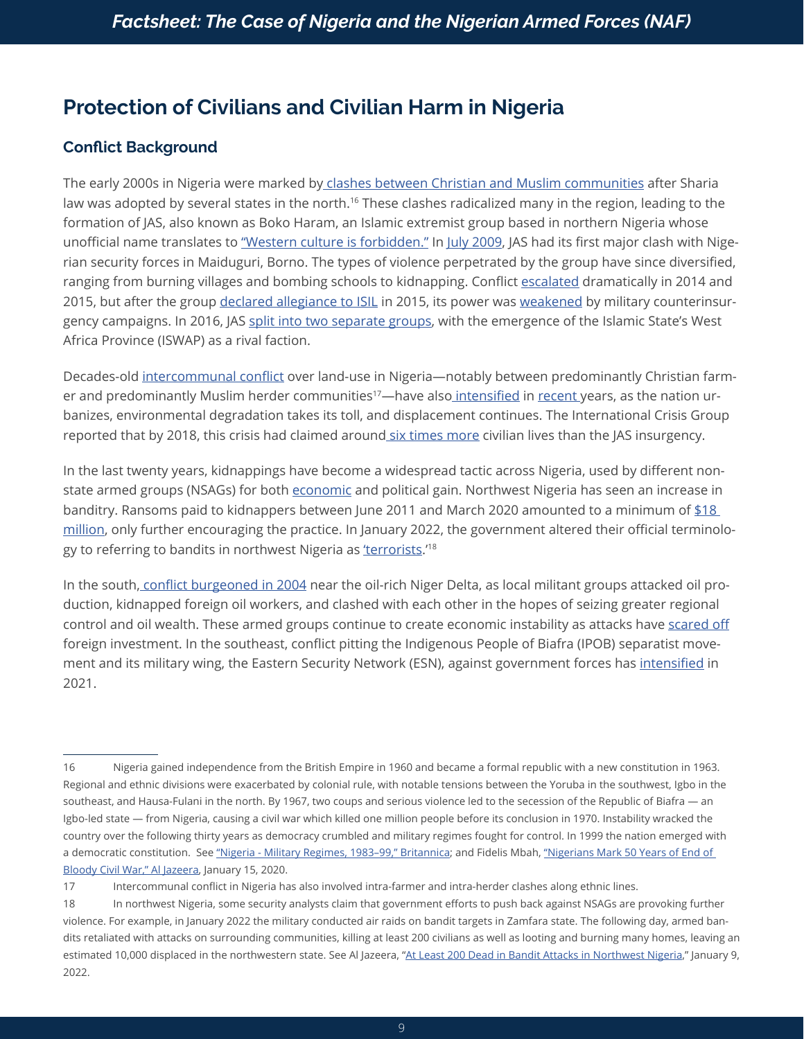## Protection of Civilians and Civilian Harm in Nigeria

### Conflict Background

The early 2000s in Nigeria were marked by clashes between Christian and Muslim communities after Sharia law was adopted by several states in the north.[16] These clashes radicalized many in the region, leading to the formation of JAS, also known as Boko Haram, an Islamic extremist group based in northern Nigeria whose unofficial name translates to "Western culture is forbidden." In July 2009, JAS had its first major clash with Nigerian security forces in Maiduguri, Borno. The types of violence perpetrated by the group have since diversified, ranging from burning villages and bombing schools to kidnapping. Conflict escalated dramatically in 2014 and 2015, but after the group declared allegiance to ISIL in 2015, its power was weakened by military counterinsurgency campaigns. In 2016, JAS split into two separate groups, with the emergence of the Islamic State's West Africa Province (ISWAP) as a rival faction.

Decades-old intercommunal conflict over land-use in Nigeria—notably between predominantly Christian farmer and predominantly Muslim herder communities[17]—have also intensified in recent years, as the nation urbanizes, environmental degradation takes its toll, and displacement continues. The International Crisis Group reported that by 2018, this crisis had claimed around six times more civilian lives than the JAS insurgency.

In the last twenty years, kidnappings have become a widespread tactic across Nigeria, used by different non-state armed groups (NSAGs) for both economic and political gain. Northwest Nigeria has seen an increase in banditry. Ransoms paid to kidnappers between June 2011 and March 2020 amounted to a minimum of $18 million, only further encouraging the practice. In January 2022, the government altered their official terminology to referring to bandits in northwest Nigeria as 'terrorists.'[18]

In the south, conflict burgeoned in 2004 near the oil-rich Niger Delta, as local militant groups attacked oil production, kidnapped foreign oil workers, and clashed with each other in the hopes of seizing greater regional control and oil wealth. These armed groups continue to create economic instability as attacks have scared off foreign investment. In the southeast, conflict pitting the Indigenous People of Biafra (IPOB) separatist movement and its military wing, the Eastern Security Network (ESN), against government forces has intensified in 2021.

---

16 Nigeria gained independence from the British Empire in 1960 and became a formal republic with a new constitution in 1963. Regional and ethnic divisions were exacerbated by colonial rule, with notable tensions between the Yoruba in the southwest, Igbo in the southeast, and Hausa-Fulani in the north. By 1967, two coups and serious violence led to the secession of the Republic of Biafra — an Igbo-led state — from Nigeria, causing a civil war which killed one million people before its conclusion in 1970. Instability wracked the country over the following thirty years as democracy crumbled and military regimes fought for control. In 1999 the nation emerged with a democratic constitution. See "Nigeria - Military Regimes, 1983–99," Britannica; and Fidelis Mbah, "Nigerians Mark 50 Years of End of Bloody Civil War," Al Jazeera, January 15, 2020.

17 Intercommunal conflict in Nigeria has also involved intra-farmer and intra-herder clashes along ethnic lines.

18 In northwest Nigeria, some security analysts claim that government efforts to push back against NSAGs are provoking further violence. For example, in January 2022 the military conducted air raids on bandit targets in Zamfara state. The following day, armed bandits retaliated with attacks on surrounding communities, killing at least 200 civilians as well as looting and burning many homes, leaving an estimated 10,000 displaced in the northwestern state. See Al Jazeera, "At Least 200 Dead in Bandit Attacks in Northwest Nigeria," January 9, 2022.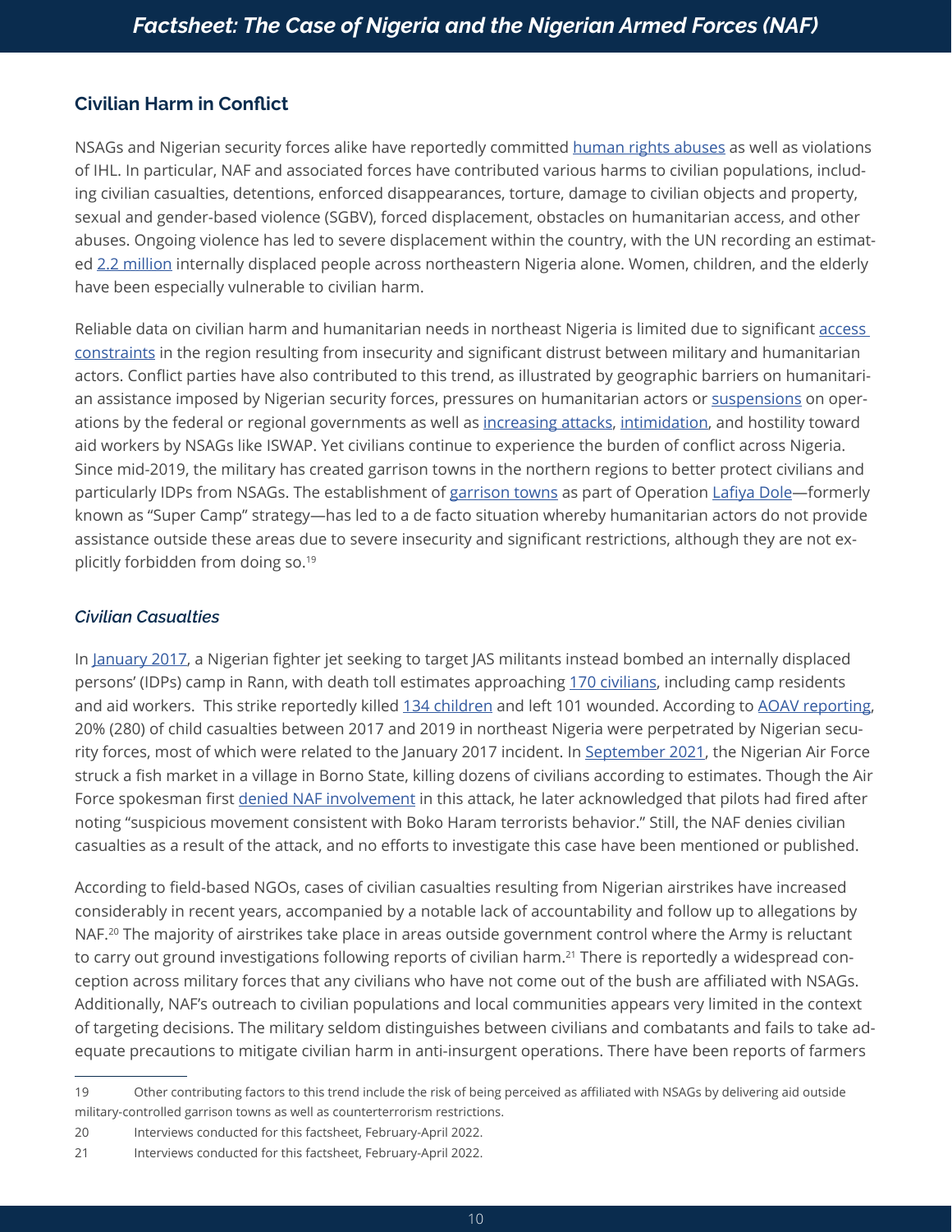## Civilian Harm in Conflict

NSAGs and Nigerian security forces alike have reportedly committed human rights abuses as well as violations of IHL. In particular, NAF and associated forces have contributed various harms to civilian populations, including civilian casualties, detentions, enforced disappearances, torture, damage to civilian objects and property, sexual and gender-based violence (SGBV), forced displacement, obstacles on humanitarian access, and other abuses. Ongoing violence has led to severe displacement within the country, with the UN recording an estimated 2.2 million internally displaced people across northeastern Nigeria alone. Women, children, and the elderly have been especially vulnerable to civilian harm.

Reliable data on civilian harm and humanitarian needs in northeast Nigeria is limited due to significant access constraints in the region resulting from insecurity and significant distrust between military and humanitarian actors. Conflict parties have also contributed to this trend, as illustrated by geographic barriers on humanitarian assistance imposed by Nigerian security forces, pressures on humanitarian actors or suspensions on operations by the federal or regional governments as well as increasing attacks, intimidation, and hostility toward aid workers by NSAGs like ISWAP. Yet civilians continue to experience the burden of conflict across Nigeria. Since mid-2019, the military has created garrison towns in the northern regions to better protect civilians and particularly IDPs from NSAGs. The establishment of garrison towns as part of Operation Lafiya Dole—formerly known as "Super Camp" strategy—has led to a de facto situation whereby humanitarian actors do not provide assistance outside these areas due to severe insecurity and significant restrictions, although they are not explicitly forbidden from doing so.[19]

### *Civilian Casualties*

In January 2017, a Nigerian fighter jet seeking to target JAS militants instead bombed an internally displaced persons' (IDPs) camp in Rann, with death toll estimates approaching 170 civilians, including camp residents and aid workers. This strike reportedly killed 134 children and left 101 wounded. According to AOAV reporting, 20% (280) of child casualties between 2017 and 2019 in northeast Nigeria were perpetrated by Nigerian security forces, most of which were related to the January 2017 incident. In September 2021, the Nigerian Air Force struck a fish market in a village in Borno State, killing dozens of civilians according to estimates. Though the Air Force spokesman first denied NAF involvement in this attack, he later acknowledged that pilots had fired after noting "suspicious movement consistent with Boko Haram terrorists behavior." Still, the NAF denies civilian casualties as a result of the attack, and no efforts to investigate this case have been mentioned or published.

According to field-based NGOs, cases of civilian casualties resulting from Nigerian airstrikes have increased considerably in recent years, accompanied by a notable lack of accountability and follow up to allegations by NAF.[20] The majority of airstrikes take place in areas outside government control where the Army is reluctant to carry out ground investigations following reports of civilian harm.[21] There is reportedly a widespread conception across military forces that any civilians who have not come out of the bush are affiliated with NSAGs. Additionally, NAF's outreach to civilian populations and local communities appears very limited in the context of targeting decisions. The military seldom distinguishes between civilians and combatants and fails to take adequate precautions to mitigate civilian harm in anti-insurgent operations. There have been reports of farmers

---

19 Other contributing factors to this trend include the risk of being perceived as affiliated with NSAGs by delivering aid outside military-controlled garrison towns as well as counterterrorism restrictions.

20 Interviews conducted for this factsheet, February-April 2022.

21 Interviews conducted for this factsheet, February-April 2022.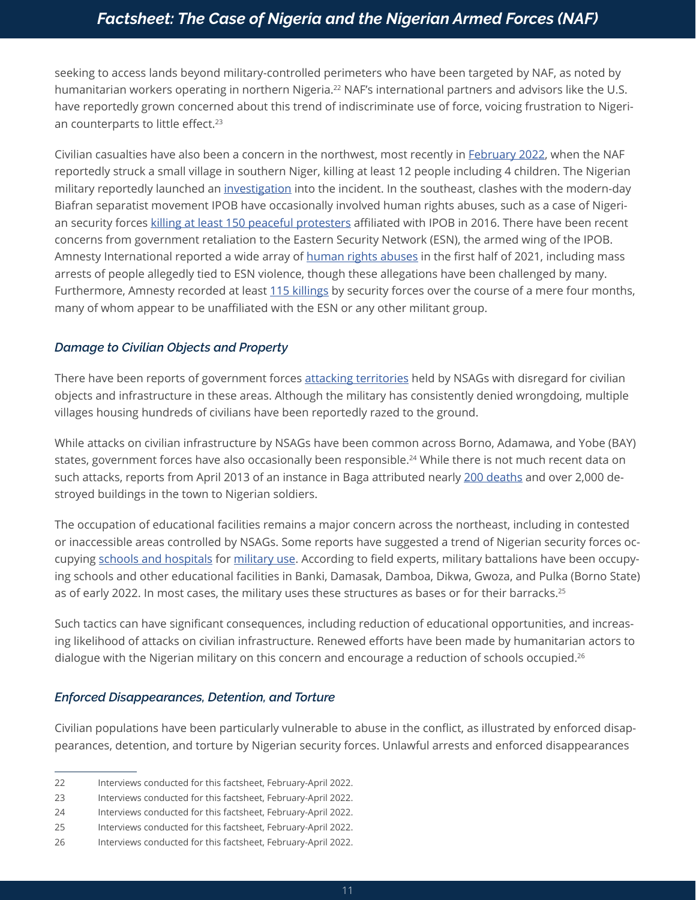seeking to access lands beyond military-controlled perimeters who have been targeted by NAF, as noted by humanitarian workers operating in northern Nigeria.[22] NAF's international partners and advisors like the U.S. have reportedly grown concerned about this trend of indiscriminate use of force, voicing frustration to Nigerian counterparts to little effect.[23]

Civilian casualties have also been a concern in the northwest, most recently in February 2022, when the NAF reportedly struck a small village in southern Niger, killing at least 12 people including 4 children. The Nigerian military reportedly launched an investigation into the incident. In the southeast, clashes with the modern-day Biafran separatist movement IPOB have occasionally involved human rights abuses, such as a case of Nigerian security forces killing at least 150 peaceful protesters affiliated with IPOB in 2016. There have been recent concerns from government retaliation to the Eastern Security Network (ESN), the armed wing of the IPOB. Amnesty International reported a wide array of human rights abuses in the first half of 2021, including mass arrests of people allegedly tied to ESN violence, though these allegations have been challenged by many. Furthermore, Amnesty recorded at least 115 killings by security forces over the course of a mere four months, many of whom appear to be unaffiliated with the ESN or any other militant group.

### *Damage to Civilian Objects and Property*

There have been reports of government forces attacking territories held by NSAGs with disregard for civilian objects and infrastructure in these areas. Although the military has consistently denied wrongdoing, multiple villages housing hundreds of civilians have been reportedly razed to the ground.

While attacks on civilian infrastructure by NSAGs have been common across Borno, Adamawa, and Yobe (BAY) states, government forces have also occasionally been responsible.[24] While there is not much recent data on such attacks, reports from April 2013 of an instance in Baga attributed nearly 200 deaths and over 2,000 destroyed buildings in the town to Nigerian soldiers.

The occupation of educational facilities remains a major concern across the northeast, including in contested or inaccessible areas controlled by NSAGs. Some reports have suggested a trend of Nigerian security forces occupying schools and hospitals for military use. According to field experts, military battalions have been occupying schools and other educational facilities in Banki, Damasak, Damboa, Dikwa, Gwoza, and Pulka (Borno State) as of early 2022. In most cases, the military uses these structures as bases or for their barracks.[25]

Such tactics can have significant consequences, including reduction of educational opportunities, and increasing likelihood of attacks on civilian infrastructure. Renewed efforts have been made by humanitarian actors to dialogue with the Nigerian military on this concern and encourage a reduction of schools occupied.[26]

### *Enforced Disappearances, Detention, and Torture*

Civilian populations have been particularly vulnerable to abuse in the conflict, as illustrated by enforced disappearances, detention, and torture by Nigerian security forces. Unlawful arrests and enforced disappearances

---

22 Interviews conducted for this factsheet, February-April 2022.

23 Interviews conducted for this factsheet, February-April 2022.

24 Interviews conducted for this factsheet, February-April 2022.

25 Interviews conducted for this factsheet, February-April 2022.

26 Interviews conducted for this factsheet, February-April 2022.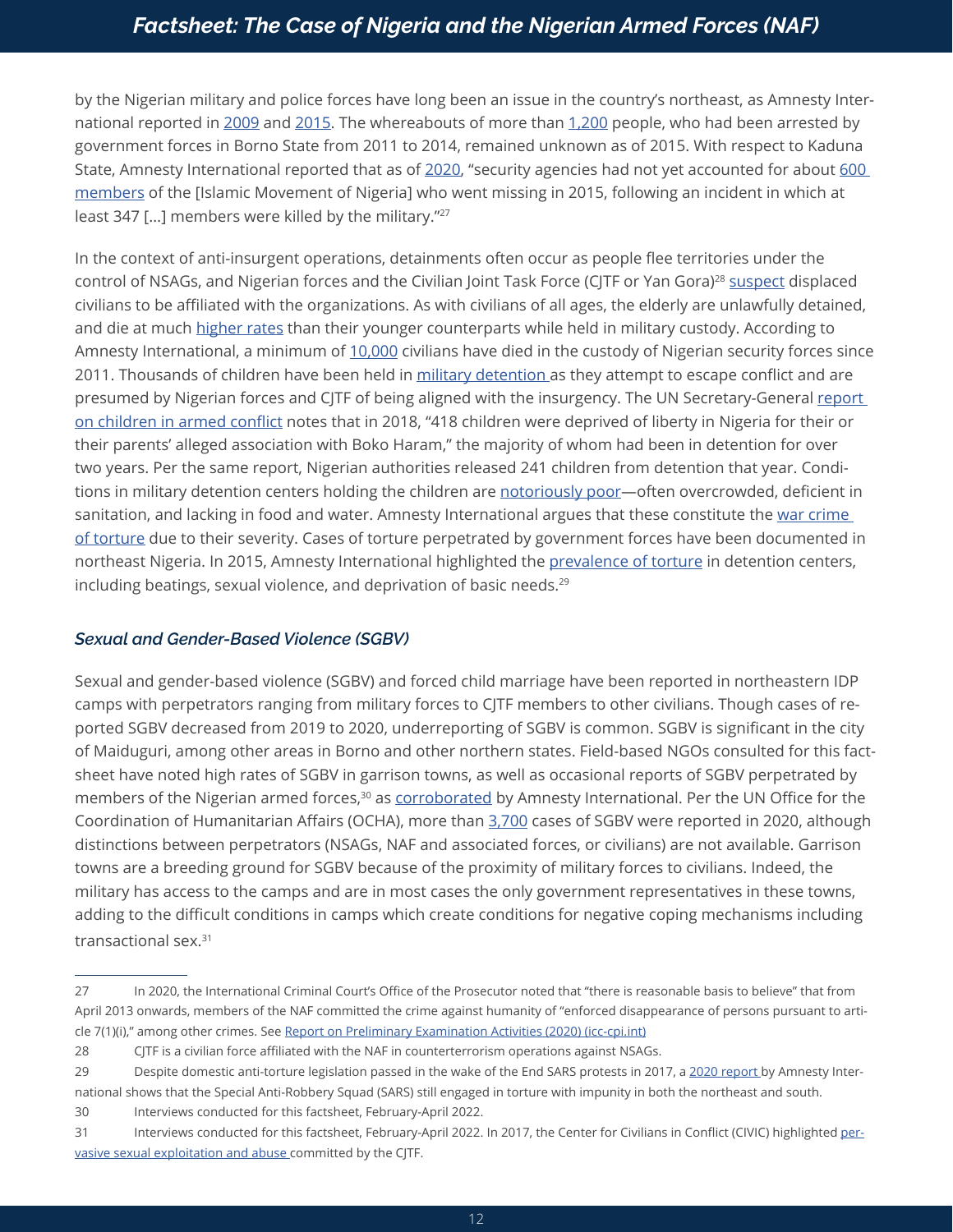by the Nigerian military and police forces have long been an issue in the country's northeast, as Amnesty International reported in 2009 and 2015. The whereabouts of more than 1,200 people, who had been arrested by government forces in Borno State from 2011 to 2014, remained unknown as of 2015. With respect to Kaduna State, Amnesty International reported that as of 2020, "security agencies had not yet accounted for about 600 members of the [Islamic Movement of Nigeria] who went missing in 2015, following an incident in which at least 347 [...] members were killed by the military."[27]

In the context of anti-insurgent operations, detainments often occur as people flee territories under the control of NSAGs, and Nigerian forces and the Civilian Joint Task Force (CJTF or Yan Gora)[28] suspect displaced civilians to be affiliated with the organizations. As with civilians of all ages, the elderly are unlawfully detained, and die at much higher rates than their younger counterparts while held in military custody. According to Amnesty International, a minimum of 10,000 civilians have died in the custody of Nigerian security forces since 2011. Thousands of children have been held in military detention as they attempt to escape conflict and are presumed by Nigerian forces and CJTF of being aligned with the insurgency. The UN Secretary-General report on children in armed conflict notes that in 2018, "418 children were deprived of liberty in Nigeria for their or their parents' alleged association with Boko Haram," the majority of whom had been in detention for over two years. Per the same report, Nigerian authorities released 241 children from detention that year. Conditions in military detention centers holding the children are notoriously poor—often overcrowded, deficient in sanitation, and lacking in food and water. Amnesty International argues that these constitute the war crime of torture due to their severity. Cases of torture perpetrated by government forces have been documented in northeast Nigeria. In 2015, Amnesty International highlighted the prevalence of torture in detention centers, including beatings, sexual violence, and deprivation of basic needs.[29]

### *Sexual and Gender-Based Violence (SGBV)*

Sexual and gender-based violence (SGBV) and forced child marriage have been reported in northeastern IDP camps with perpetrators ranging from military forces to CJTF members to other civilians. Though cases of reported SGBV decreased from 2019 to 2020, underreporting of SGBV is common. SGBV is significant in the city of Maiduguri, among other areas in Borno and other northern states. Field-based NGOs consulted for this factsheet have noted high rates of SGBV in garrison towns, as well as occasional reports of SGBV perpetrated by members of the Nigerian armed forces,[30] as corroborated by Amnesty International. Per the UN Office for the Coordination of Humanitarian Affairs (OCHA), more than 3,700 cases of SGBV were reported in 2020, although distinctions between perpetrators (NSAGs, NAF and associated forces, or civilians) are not available. Garrison towns are a breeding ground for SGBV because of the proximity of military forces to civilians. Indeed, the military has access to the camps and are in most cases the only government representatives in these towns, adding to the difficult conditions in camps which create conditions for negative coping mechanisms including transactional sex.[31]

---

27 In 2020, the International Criminal Court's Office of the Prosecutor noted that "there is reasonable basis to believe" that from April 2013 onwards, members of the NAF committed the crime against humanity of "enforced disappearance of persons pursuant to article 7(1)(i)," among other crimes. See Report on Preliminary Examination Activities (2020) (icc-cpi.int)

28 CJTF is a civilian force affiliated with the NAF in counterterrorism operations against NSAGs.

29 Despite domestic anti-torture legislation passed in the wake of the End SARS protests in 2017, a 2020 report by Amnesty International shows that the Special Anti-Robbery Squad (SARS) still engaged in torture with impunity in both the northeast and south.

30 Interviews conducted for this factsheet, February-April 2022.

31 Interviews conducted for this factsheet, February-April 2022. In 2017, the Center for Civilians in Conflict (CIVIC) highlighted pervasive sexual exploitation and abuse committed by the CJTF.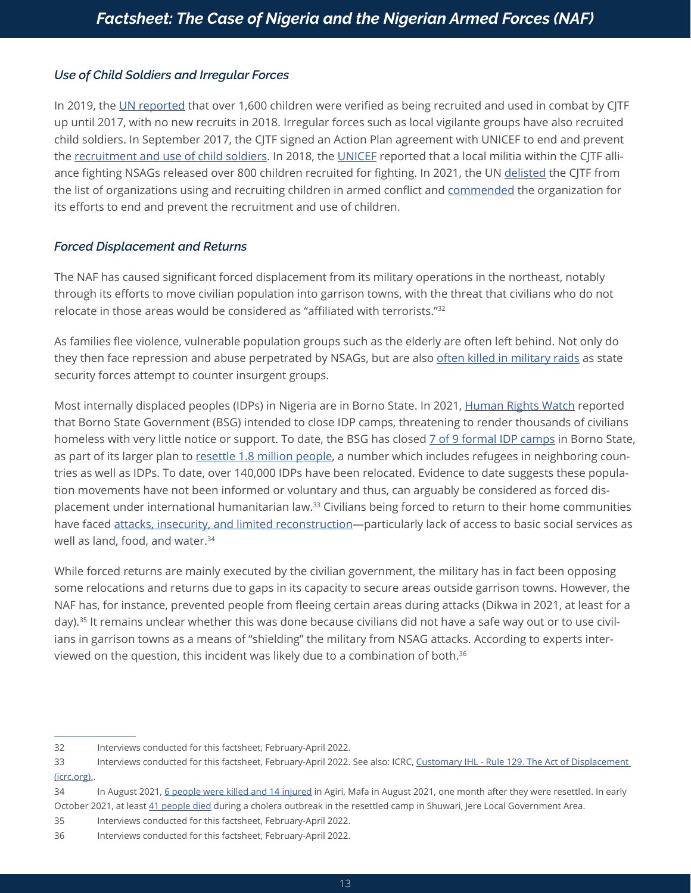### *Use of Child Soldiers and Irregular Forces*

In 2019, the UN reported that over 1,600 children were verified as being recruited and used in combat by CJTF up until 2017, with no new recruits in 2018. Irregular forces such as local vigilante groups have also recruited child soldiers. In September 2017, the CJTF signed an Action Plan agreement with UNICEF to end and prevent the recruitment and use of child soldiers. In 2018, the UNICEF reported that a local militia within the CJTF alliance fighting NSAGs released over 800 children recruited for fighting. In 2021, the UN delisted the CJTF from the list of organizations using and recruiting children in armed conflict and commended the organization for its efforts to end and prevent the recruitment and use of children.

### *Forced Displacement and Returns*

The NAF has caused significant forced displacement from its military operations in the northeast, notably through its efforts to move civilian population into garrison towns, with the threat that civilians who do not relocate in those areas would be considered as "affiliated with terrorists."[32]

As families flee violence, vulnerable population groups such as the elderly are often left behind. Not only do they then face repression and abuse perpetrated by NSAGs, but are also often killed in military raids as state security forces attempt to counter insurgent groups.

Most internally displaced peoples (IDPs) in Nigeria are in Borno State. In 2021, Human Rights Watch reported that Borno State Government (BSG) intended to close IDP camps, threatening to render thousands of civilians homeless with very little notice or support. To date, the BSG has closed 7 of 9 formal IDP camps in Borno State, as part of its larger plan to resettle 1.8 million people, a number which includes refugees in neighboring countries as well as IDPs. To date, over 140,000 IDPs have been relocated. Evidence to date suggests these population movements have not been informed or voluntary and thus, can arguably be considered as forced displacement under international humanitarian law.[33] Civilians being forced to return to their home communities have faced attacks, insecurity, and limited reconstruction—particularly lack of access to basic social services as well as land, food, and water.[34]

While forced returns are mainly executed by the civilian government, the military has in fact been opposing some relocations and returns due to gaps in its capacity to secure areas outside garrison towns. However, the NAF has, for instance, prevented people from fleeing certain areas during attacks (Dikwa in 2021, at least for a day).[35] It remains unclear whether this was done because civilians did not have a safe way out or to use civilians in garrison towns as a means of "shielding" the military from NSAG attacks. According to experts interviewed on the question, this incident was likely due to a combination of both.[36]

---

32 Interviews conducted for this factsheet, February-April 2022.

33 Interviews conducted for this factsheet, February-April 2022. See also: ICRC, Customary IHL - Rule 129. The Act of Displacement (icrc.org)..

34 In August 2021, 6 people were killed and 14 injured in Agiri, Mafa in August 2021, one month after they were resettled. In early October 2021, at least 41 people died during a cholera outbreak in the resettled camp in Shuwari, Jere Local Government Area.

35 Interviews conducted for this factsheet, February-April 2022.

36 Interviews conducted for this factsheet, February-April 2022.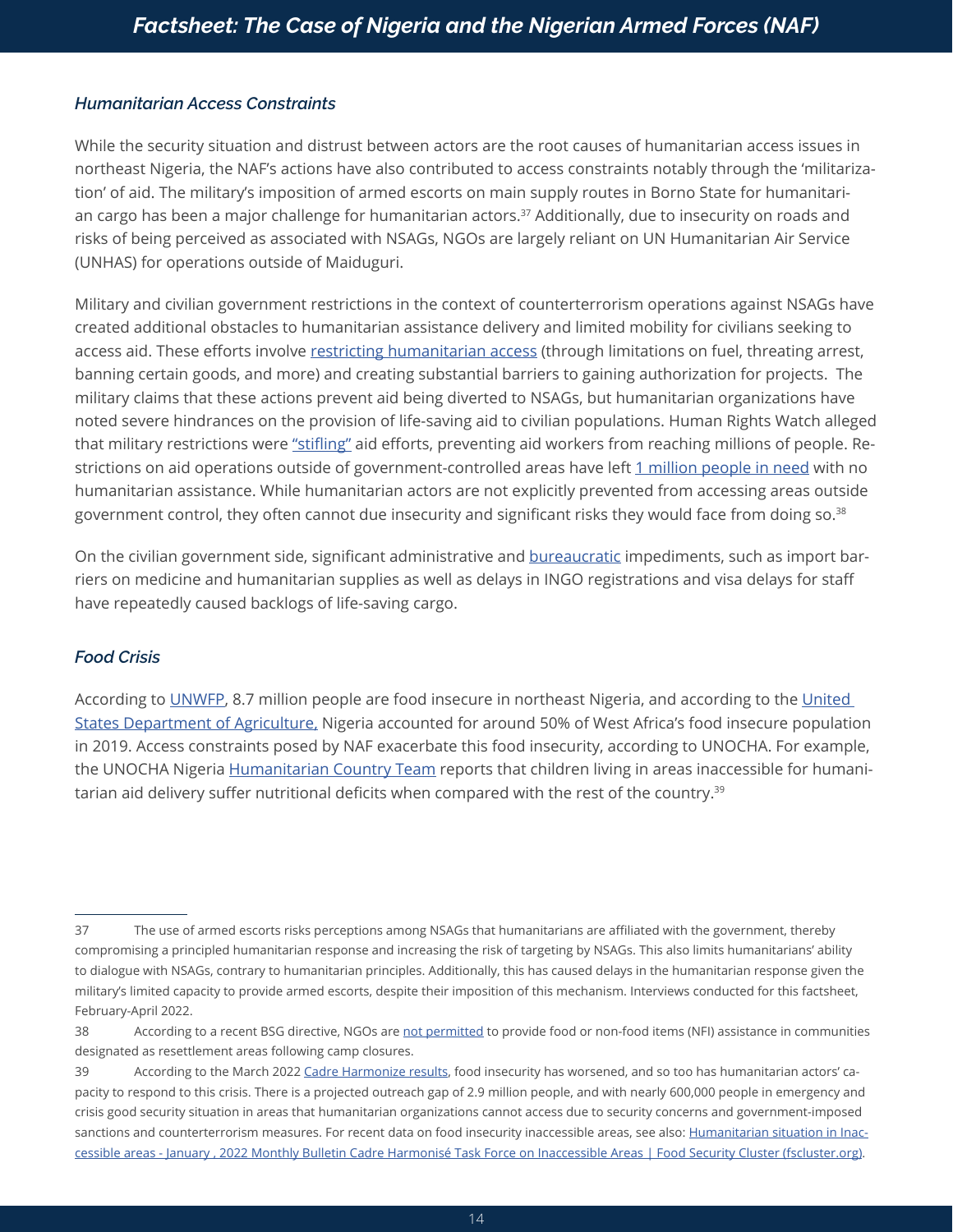### *Humanitarian Access Constraints*

While the security situation and distrust between actors are the root causes of humanitarian access issues in northeast Nigeria, the NAF's actions have also contributed to access constraints notably through the 'militarization' of aid. The military's imposition of armed escorts on main supply routes in Borno State for humanitarian cargo has been a major challenge for humanitarian actors.[37] Additionally, due to insecurity on roads and risks of being perceived as associated with NSAGs, NGOs are largely reliant on UN Humanitarian Air Service (UNHAS) for operations outside of Maiduguri.

Military and civilian government restrictions in the context of counterterrorism operations against NSAGs have created additional obstacles to humanitarian assistance delivery and limited mobility for civilians seeking to access aid. These efforts involve restricting humanitarian access (through limitations on fuel, threating arrest, banning certain goods, and more) and creating substantial barriers to gaining authorization for projects. The military claims that these actions prevent aid being diverted to NSAGs, but humanitarian organizations have noted severe hindrances on the provision of life-saving aid to civilian populations. Human Rights Watch alleged that military restrictions were "stifling" aid efforts, preventing aid workers from reaching millions of people. Restrictions on aid operations outside of government-controlled areas have left 1 million people in need with no humanitarian assistance. While humanitarian actors are not explicitly prevented from accessing areas outside government control, they often cannot due insecurity and significant risks they would face from doing so.[38]

On the civilian government side, significant administrative and bureaucratic impediments, such as import barriers on medicine and humanitarian supplies as well as delays in INGO registrations and visa delays for staff have repeatedly caused backlogs of life-saving cargo.

### *Food Crisis*

According to UNWFP, 8.7 million people are food insecure in northeast Nigeria, and according to the United States Department of Agriculture, Nigeria accounted for around 50% of West Africa's food insecure population in 2019. Access constraints posed by NAF exacerbate this food insecurity, according to UNOCHA. For example, the UNOCHA Nigeria Humanitarian Country Team reports that children living in areas inaccessible for humanitarian aid delivery suffer nutritional deficits when compared with the rest of the country.[39]

---

37 The use of armed escorts risks perceptions among NSAGs that humanitarians are affiliated with the government, thereby compromising a principled humanitarian response and increasing the risk of targeting by NSAGs. This also limits humanitarians' ability to dialogue with NSAGs, contrary to humanitarian principles. Additionally, this has caused delays in the humanitarian response given the military's limited capacity to provide armed escorts, despite their imposition of this mechanism. Interviews conducted for this factsheet, February-April 2022.

38 According to a recent BSG directive, NGOs are not permitted to provide food or non-food items (NFI) assistance in communities designated as resettlement areas following camp closures.

39 According to the March 2022 Cadre Harmonize results, food insecurity has worsened, and so too has humanitarian actors' capacity to respond to this crisis. There is a projected outreach gap of 2.9 million people, and with nearly 600,000 people in emergency and crisis good security situation in areas that humanitarian organizations cannot access due to security concerns and government-imposed sanctions and counterterrorism measures. For recent data on food insecurity inaccessible areas, see also: Humanitarian situation in Inaccessible areas - January , 2022 Monthly Bulletin Cadre Harmonisé Task Force on Inaccessible Areas | Food Security Cluster (fscluster.org).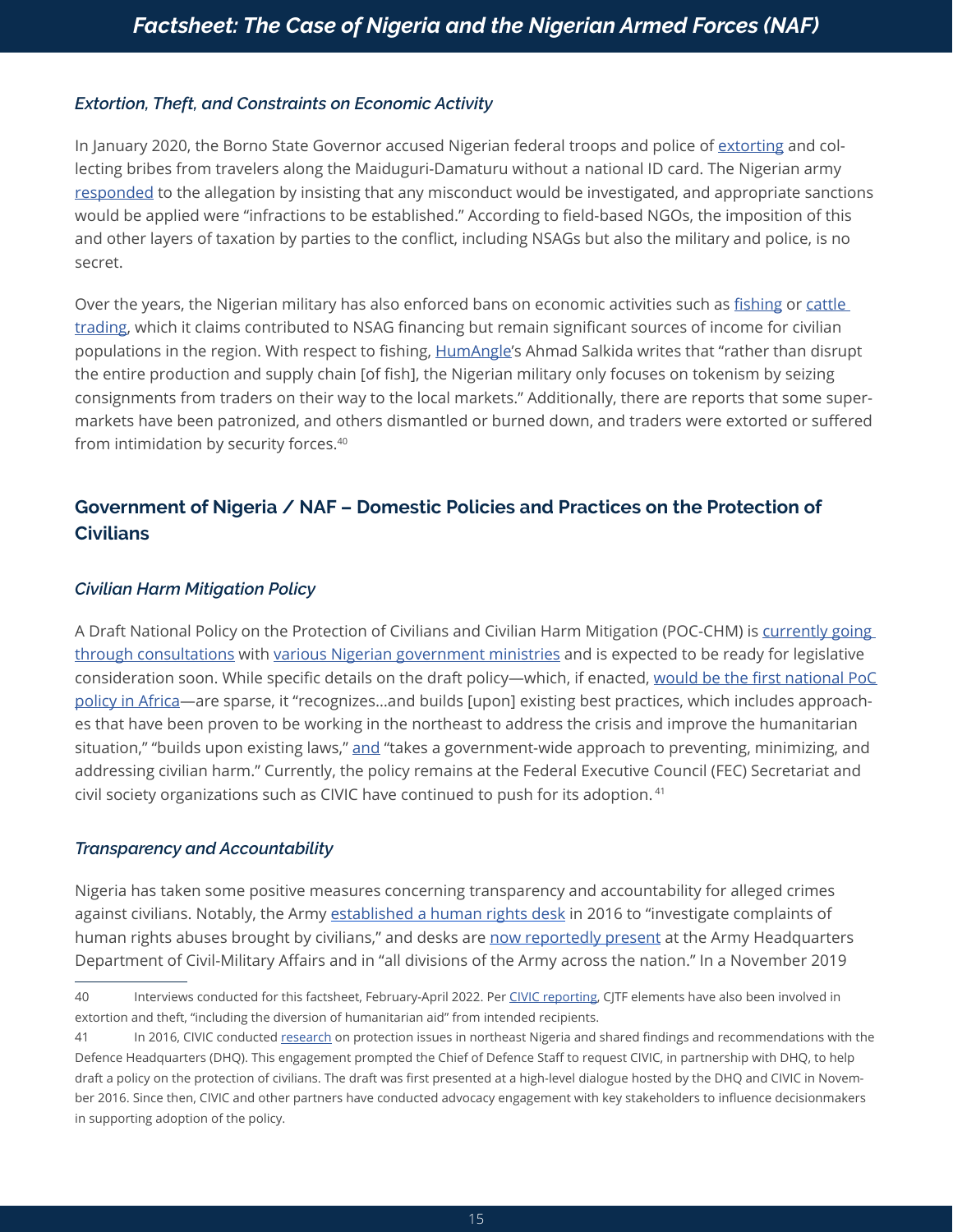### *Extortion, Theft, and Constraints on Economic Activity*

In January 2020, the Borno State Governor accused Nigerian federal troops and police of extorting and collecting bribes from travelers along the Maiduguri-Damaturu without a national ID card. The Nigerian army responded to the allegation by insisting that any misconduct would be investigated, and appropriate sanctions would be applied were "infractions to be established." According to field-based NGOs, the imposition of this and other layers of taxation by parties to the conflict, including NSAGs but also the military and police, is no secret.

Over the years, the Nigerian military has also enforced bans on economic activities such as fishing or cattle trading, which it claims contributed to NSAG financing but remain significant sources of income for civilian populations in the region. With respect to fishing, HumAngle's Ahmad Salkida writes that "rather than disrupt the entire production and supply chain [of fish], the Nigerian military only focuses on tokenism by seizing consignments from traders on their way to the local markets." Additionally, there are reports that some supermarkets have been patronized, and others dismantled or burned down, and traders were extorted or suffered from intimidation by security forces.[40]

## Government of Nigeria / NAF – Domestic Policies and Practices on the Protection of Civilians

### *Civilian Harm Mitigation Policy*

A Draft National Policy on the Protection of Civilians and Civilian Harm Mitigation (POC-CHM) is currently going through consultations with various Nigerian government ministries and is expected to be ready for legislative consideration soon. While specific details on the draft policy—which, if enacted, would be the first national PoC policy in Africa—are sparse, it "recognizes…and builds [upon] existing best practices, which includes approaches that have been proven to be working in the northeast to address the crisis and improve the humanitarian situation," "builds upon existing laws," and "takes a government-wide approach to preventing, minimizing, and addressing civilian harm." Currently, the policy remains at the Federal Executive Council (FEC) Secretariat and civil society organizations such as CIVIC have continued to push for its adoption.[41]

### *Transparency and Accountability*

Nigeria has taken some positive measures concerning transparency and accountability for alleged crimes against civilians. Notably, the Army established a human rights desk in 2016 to "investigate complaints of human rights abuses brought by civilians," and desks are now reportedly present at the Army Headquarters Department of Civil-Military Affairs and in "all divisions of the Army across the nation." In a November 2019

---

40 Interviews conducted for this factsheet, February-April 2022. Per CIVIC reporting, CJTF elements have also been involved in extortion and theft, "including the diversion of humanitarian aid" from intended recipients.

41 In 2016, CIVIC conducted research on protection issues in northeast Nigeria and shared findings and recommendations with the Defence Headquarters (DHQ). This engagement prompted the Chief of Defence Staff to request CIVIC, in partnership with DHQ, to help draft a policy on the protection of civilians. The draft was first presented at a high-level dialogue hosted by the DHQ and CIVIC in November 2016. Since then, CIVIC and other partners have conducted advocacy engagement with key stakeholders to influence decisionmakers in supporting adoption of the policy.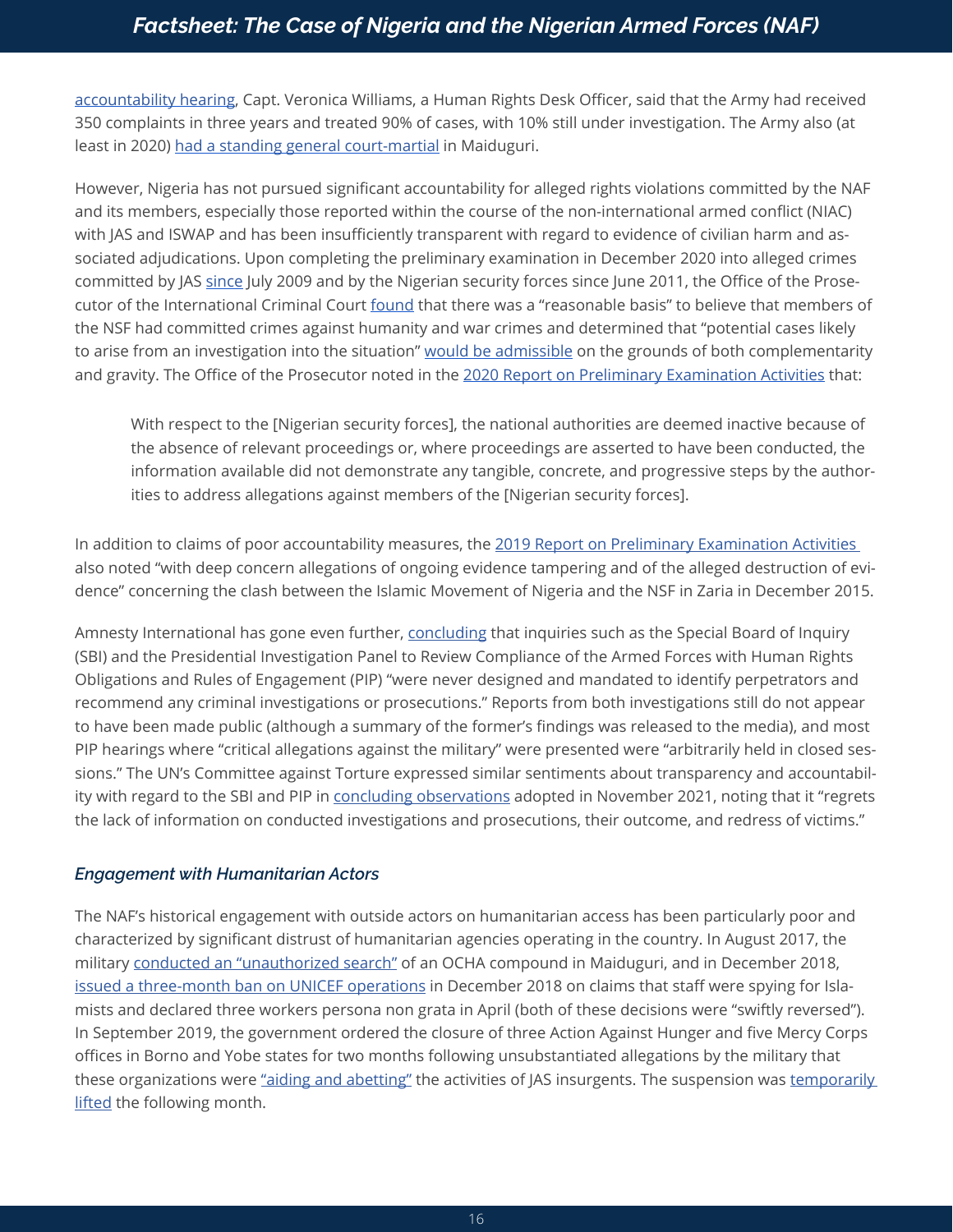accountability hearing, Capt. Veronica Williams, a Human Rights Desk Officer, said that the Army had received 350 complaints in three years and treated 90% of cases, with 10% still under investigation. The Army also (at least in 2020) had a standing general court-martial in Maiduguri.

However, Nigeria has not pursued significant accountability for alleged rights violations committed by the NAF and its members, especially those reported within the course of the non-international armed conflict (NIAC) with JAS and ISWAP and has been insufficiently transparent with regard to evidence of civilian harm and associated adjudications. Upon completing the preliminary examination in December 2020 into alleged crimes committed by JAS since July 2009 and by the Nigerian security forces since June 2011, the Office of the Prosecutor of the International Criminal Court found that there was a "reasonable basis" to believe that members of the NSF had committed crimes against humanity and war crimes and determined that "potential cases likely to arise from an investigation into the situation" would be admissible on the grounds of both complementarity and gravity. The Office of the Prosecutor noted in the 2020 Report on Preliminary Examination Activities that:

> With respect to the [Nigerian security forces], the national authorities are deemed inactive because of the absence of relevant proceedings or, where proceedings are asserted to have been conducted, the information available did not demonstrate any tangible, concrete, and progressive steps by the authorities to address allegations against members of the [Nigerian security forces].

In addition to claims of poor accountability measures, the 2019 Report on Preliminary Examination Activities also noted "with deep concern allegations of ongoing evidence tampering and of the alleged destruction of evidence" concerning the clash between the Islamic Movement of Nigeria and the NSF in Zaria in December 2015.

Amnesty International has gone even further, concluding that inquiries such as the Special Board of Inquiry (SBI) and the Presidential Investigation Panel to Review Compliance of the Armed Forces with Human Rights Obligations and Rules of Engagement (PIP) "were never designed and mandated to identify perpetrators and recommend any criminal investigations or prosecutions." Reports from both investigations still do not appear to have been made public (although a summary of the former's findings was released to the media), and most PIP hearings where "critical allegations against the military" were presented were "arbitrarily held in closed sessions." The UN's Committee against Torture expressed similar sentiments about transparency and accountability with regard to the SBI and PIP in concluding observations adopted in November 2021, noting that it "regrets the lack of information on conducted investigations and prosecutions, their outcome, and redress of victims."

### *Engagement with Humanitarian Actors*

The NAF's historical engagement with outside actors on humanitarian access has been particularly poor and characterized by significant distrust of humanitarian agencies operating in the country. In August 2017, the military conducted an "unauthorized search" of an OCHA compound in Maiduguri, and in December 2018, issued a three-month ban on UNICEF operations in December 2018 on claims that staff were spying for Islamists and declared three workers persona non grata in April (both of these decisions were "swiftly reversed"). In September 2019, the government ordered the closure of three Action Against Hunger and five Mercy Corps offices in Borno and Yobe states for two months following unsubstantiated allegations by the military that these organizations were "aiding and abetting" the activities of JAS insurgents. The suspension was temporarily lifted the following month.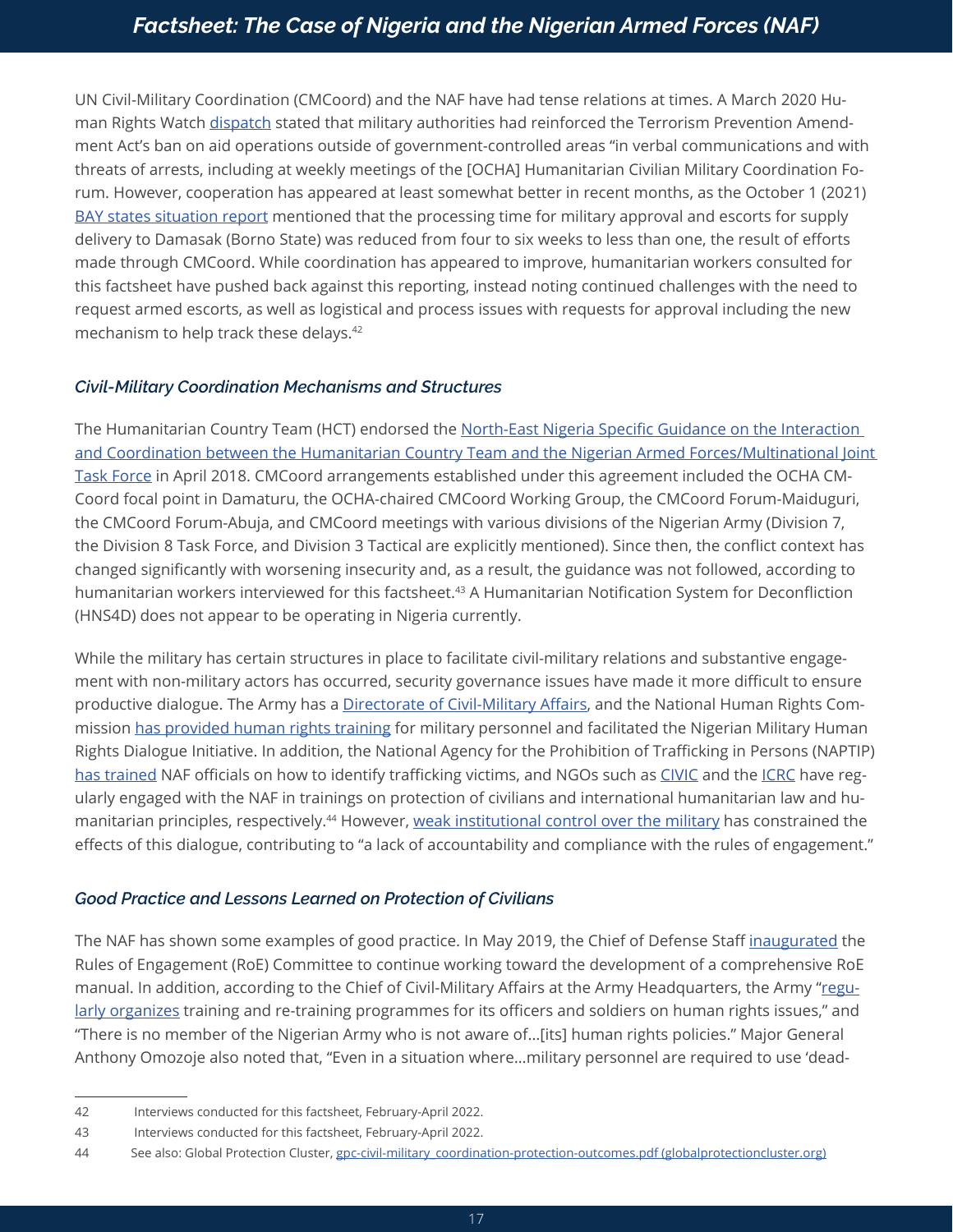UN Civil-Military Coordination (CMCoord) and the NAF have had tense relations at times. A March 2020 Human Rights Watch dispatch stated that military authorities had reinforced the Terrorism Prevention Amendment Act's ban on aid operations outside of government-controlled areas "in verbal communications and with threats of arrests, including at weekly meetings of the [OCHA] Humanitarian Civilian Military Coordination Forum. However, cooperation has appeared at least somewhat better in recent months, as the October 1 (2021) BAY states situation report mentioned that the processing time for military approval and escorts for supply delivery to Damasak (Borno State) was reduced from four to six weeks to less than one, the result of efforts made through CMCoord. While coordination has appeared to improve, humanitarian workers consulted for this factsheet have pushed back against this reporting, instead noting continued challenges with the need to request armed escorts, as well as logistical and process issues with requests for approval including the new mechanism to help track these delays.[42]

### *Civil-Military Coordination Mechanisms and Structures*

The Humanitarian Country Team (HCT) endorsed the North-East Nigeria Specific Guidance on the Interaction and Coordination between the Humanitarian Country Team and the Nigerian Armed Forces/Multinational Joint Task Force in April 2018. CMCoord arrangements established under this agreement included the OCHA CM-Coord focal point in Damaturu, the OCHA-chaired CMCoord Working Group, the CMCoord Forum-Maiduguri, the CMCoord Forum-Abuja, and CMCoord meetings with various divisions of the Nigerian Army (Division 7, the Division 8 Task Force, and Division 3 Tactical are explicitly mentioned). Since then, the conflict context has changed significantly with worsening insecurity and, as a result, the guidance was not followed, according to humanitarian workers interviewed for this factsheet.[43] A Humanitarian Notification System for Deconfliction (HNS4D) does not appear to be operating in Nigeria currently.

While the military has certain structures in place to facilitate civil-military relations and substantive engagement with non-military actors has occurred, security governance issues have made it more difficult to ensure productive dialogue. The Army has a Directorate of Civil-Military Affairs, and the National Human Rights Commission has provided human rights training for military personnel and facilitated the Nigerian Military Human Rights Dialogue Initiative. In addition, the National Agency for the Prohibition of Trafficking in Persons (NAPTIP) has trained NAF officials on how to identify trafficking victims, and NGOs such as CIVIC and the ICRC have regularly engaged with the NAF in trainings on protection of civilians and international humanitarian law and humanitarian principles, respectively.[44] However, weak institutional control over the military has constrained the effects of this dialogue, contributing to "a lack of accountability and compliance with the rules of engagement."

### *Good Practice and Lessons Learned on Protection of Civilians*

The NAF has shown some examples of good practice. In May 2019, the Chief of Defense Staff inaugurated the Rules of Engagement (RoE) Committee to continue working toward the development of a comprehensive RoE manual. In addition, according to the Chief of Civil-Military Affairs at the Army Headquarters, the Army "regularly organizes training and re-training programmes for its officers and soldiers on human rights issues," and "There is no member of the Nigerian Army who is not aware of...[its] human rights policies." Major General Anthony Omozoje also noted that, "Even in a situation where...military personnel are required to use 'dead-

---

42 Interviews conducted for this factsheet, February-April 2022.

43 Interviews conducted for this factsheet, February-April 2022.

44 See also: Global Protection Cluster, gpc-civil-military_coordination-protection-outcomes.pdf (globalprotectioncluster.org)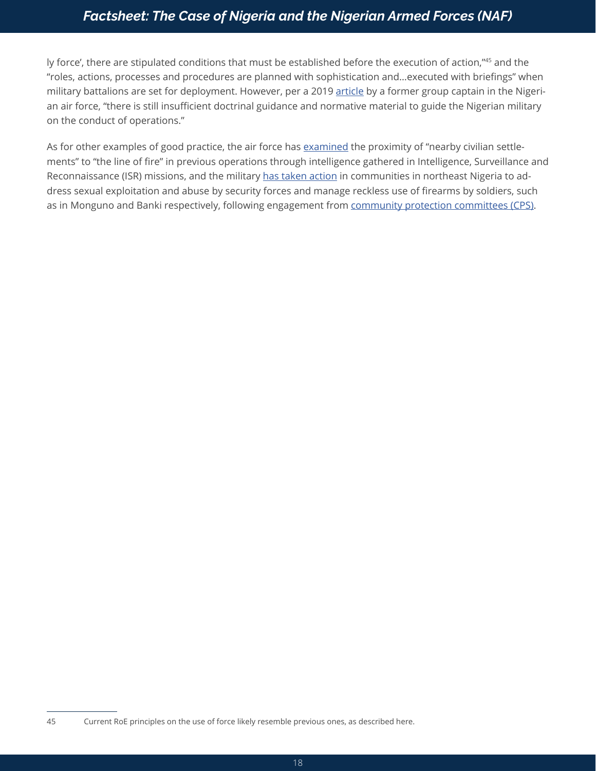ly force', there are stipulated conditions that must be established before the execution of action,"[45] and the "roles, actions, processes and procedures are planned with sophistication and…executed with briefings" when military battalions are set for deployment. However, per a 2019 article by a former group captain in the Nigerian air force, "there is still insufficient doctrinal guidance and normative material to guide the Nigerian military on the conduct of operations."

As for other examples of good practice, the air force has examined the proximity of "nearby civilian settlements" to "the line of fire" in previous operations through intelligence gathered in Intelligence, Surveillance and Reconnaissance (ISR) missions, and the military has taken action in communities in northeast Nigeria to address sexual exploitation and abuse by security forces and manage reckless use of firearms by soldiers, such as in Monguno and Banki respectively, following engagement from community protection committees (CPS).

---

45 Current RoE principles on the use of force likely resemble previous ones, as described here.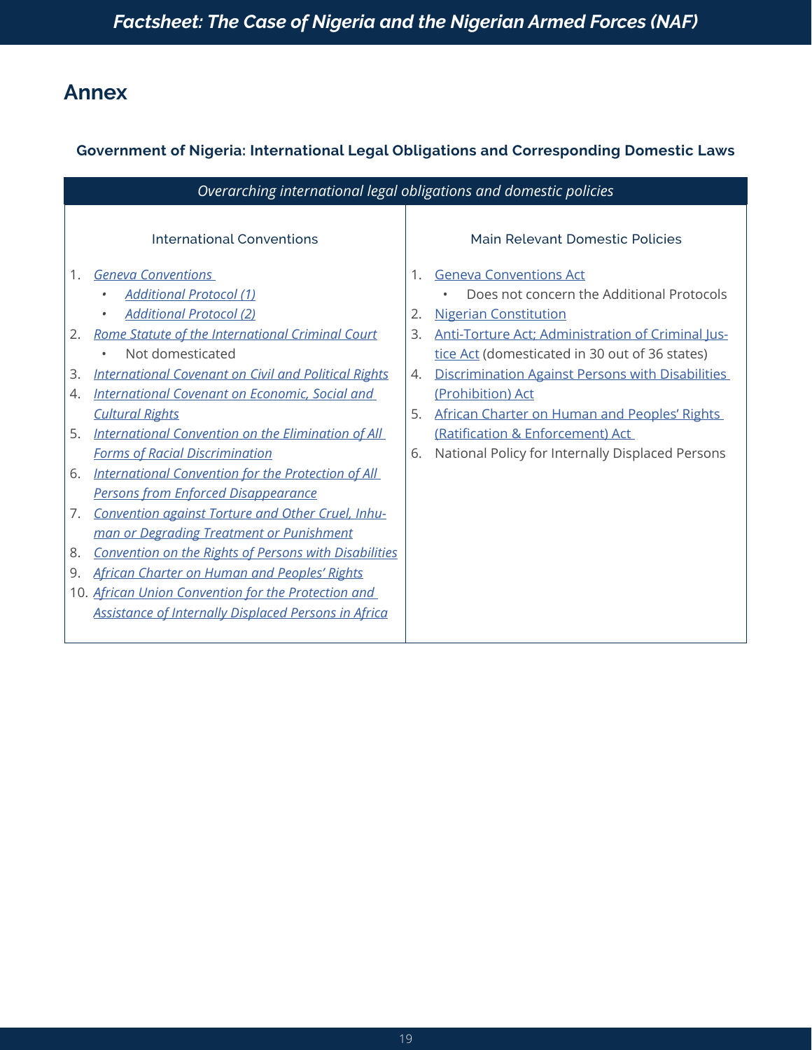# Annex

### Government of Nigeria: International Legal Obligations and Corresponding Domestic Laws

| *Overarching international legal obligations and domestic policies* | |
|---|---|
| International Conventions | Main Relevant Domestic Policies |
| 1. *Geneva Conventions*<br>• *Additional Protocol (1)*<br>• *Additional Protocol (2)*<br>2. *Rome Statute of the International Criminal Court*<br>• Not domesticated<br>3. *International Covenant on Civil and Political Rights*<br>4. *International Covenant on Economic, Social and Cultural Rights*<br>5. *International Convention on the Elimination of All Forms of Racial Discrimination*<br>6. *International Convention for the Protection of All Persons from Enforced Disappearance*<br>7. *Convention against Torture and Other Cruel, Inhuman or Degrading Treatment or Punishment*<br>8. *Convention on the Rights of Persons with Disabilities*<br>9. *African Charter on Human and Peoples' Rights*<br>10. *African Union Convention for the Protection and Assistance of Internally Displaced Persons in Africa* | 1. Geneva Conventions Act<br>• Does not concern the Additional Protocols<br>2. Nigerian Constitution<br>3. Anti-Torture Act; Administration of Criminal Justice Act (domesticated in 30 out of 36 states)<br>4. Discrimination Against Persons with Disabilities (Prohibition) Act<br>5. African Charter on Human and Peoples' Rights (Ratification & Enforcement) Act<br>6. National Policy for Internally Displaced Persons |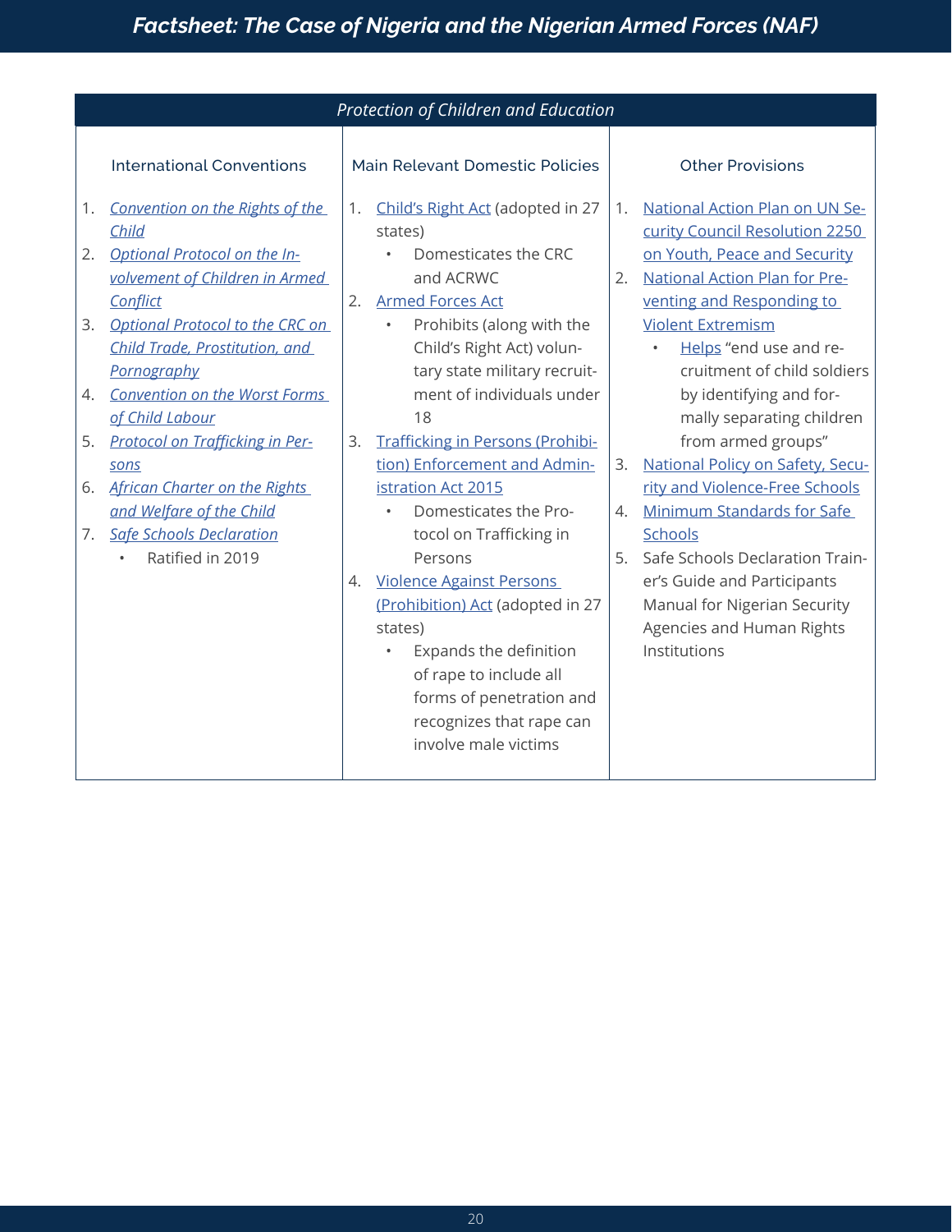## Protection of Children and Education

| International Conventions | Main Relevant Domestic Policies | Other Provisions |
|---|---|---|
| 1. *Convention on the Rights of the Child*<br>2. *Optional Protocol on the Involvement of Children in Armed Conflict*<br>3. *Optional Protocol to the CRC on Child Trade, Prostitution, and Pornography*<br>4. *Convention on the Worst Forms of Child Labour*<br>5. *Protocol on Trafficking in Persons*<br>6. *African Charter on the Rights and Welfare of the Child*<br>7. *Safe Schools Declaration*<br>• Ratified in 2019 | 1. Child's Right Act (adopted in 27 states)<br>• Domesticates the CRC and ACRWC<br>2. Armed Forces Act<br>• Prohibits (along with the Child's Right Act) voluntary state military recruitment of individuals under 18<br>3. Trafficking in Persons (Prohibition) Enforcement and Administration Act 2015<br>• Domesticates the Protocol on Trafficking in Persons<br>4. Violence Against Persons (Prohibition) Act (adopted in 27 states)<br>• Expands the definition of rape to include all forms of penetration and recognizes that rape can involve male victims | 1. National Action Plan on UN Security Council Resolution 2250 on Youth, Peace and Security<br>2. National Action Plan for Preventing and Responding to Violent Extremism<br>• Helps "end use and recruitment of child soldiers by identifying and formally separating children from armed groups"<br>3. National Policy on Safety, Security and Violence-Free Schools<br>4. Minimum Standards for Safe Schools<br>5. Safe Schools Declaration Trainer's Guide and Participants Manual for Nigerian Security Agencies and Human Rights Institutions |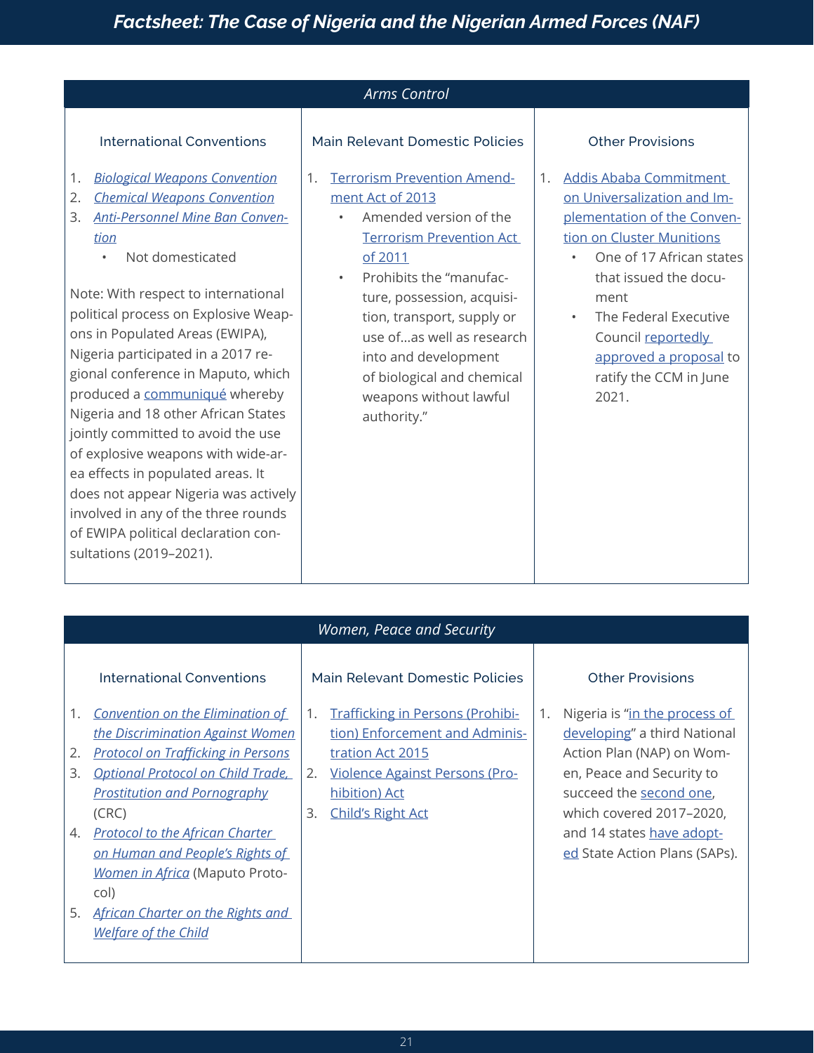# *Factsheet: The Case of Nigeria and the Nigerian Armed Forces (NAF)*

| *Arms Control* | | |
|---|---|---|
| International Conventions | Main Relevant Domestic Policies | Other Provisions |
| 1. *Biological Weapons Convention*<br>2. *Chemical Weapons Convention*<br>3. *Anti-Personnel Mine Ban Convention*<br>• Not domesticated<br><br>Note: With respect to international political process on Explosive Weapons in Populated Areas (EWIPA), Nigeria participated in a 2017 regional conference in Maputo, which produced a communiqué whereby Nigeria and 18 other African States jointly committed to avoid the use of explosive weapons with wide-area effects in populated areas. It does not appear Nigeria was actively involved in any of the three rounds of EWIPA political declaration consultations (2019–2021). | 1. Terrorism Prevention Amendment Act of 2013<br>• Amended version of the Terrorism Prevention Act of 2011<br>• Prohibits the "manufacture, possession, acquisition, transport, supply or use of...as well as research into and development of biological and chemical weapons without lawful authority." | 1. Addis Ababa Commitment on Universalization and Implementation of the Convention on Cluster Munitions<br>• One of 17 African states that issued the document<br>• The Federal Executive Council reportedly approved a proposal to ratify the CCM in June 2021. |

| *Women, Peace and Security* | | |
|---|---|---|
| International Conventions | Main Relevant Domestic Policies | Other Provisions |
| 1. *Convention on the Elimination of the Discrimination Against Women*<br>2. *Protocol on Trafficking in Persons*<br>3. *Optional Protocol on Child Trade, Prostitution and Pornography* (CRC)<br>4. *Protocol to the African Charter on Human and People's Rights of Women in Africa* (Maputo Protocol)<br>5. *African Charter on the Rights and Welfare of the Child* | 1. Trafficking in Persons (Prohibition) Enforcement and Administration Act 2015<br>2. Violence Against Persons (Prohibition) Act<br>3. Child's Right Act | 1. Nigeria is "in the process of developing" a third National Action Plan (NAP) on Women, Peace and Security to succeed the second one, which covered 2017–2020, and 14 states have adopted State Action Plans (SAPs). |